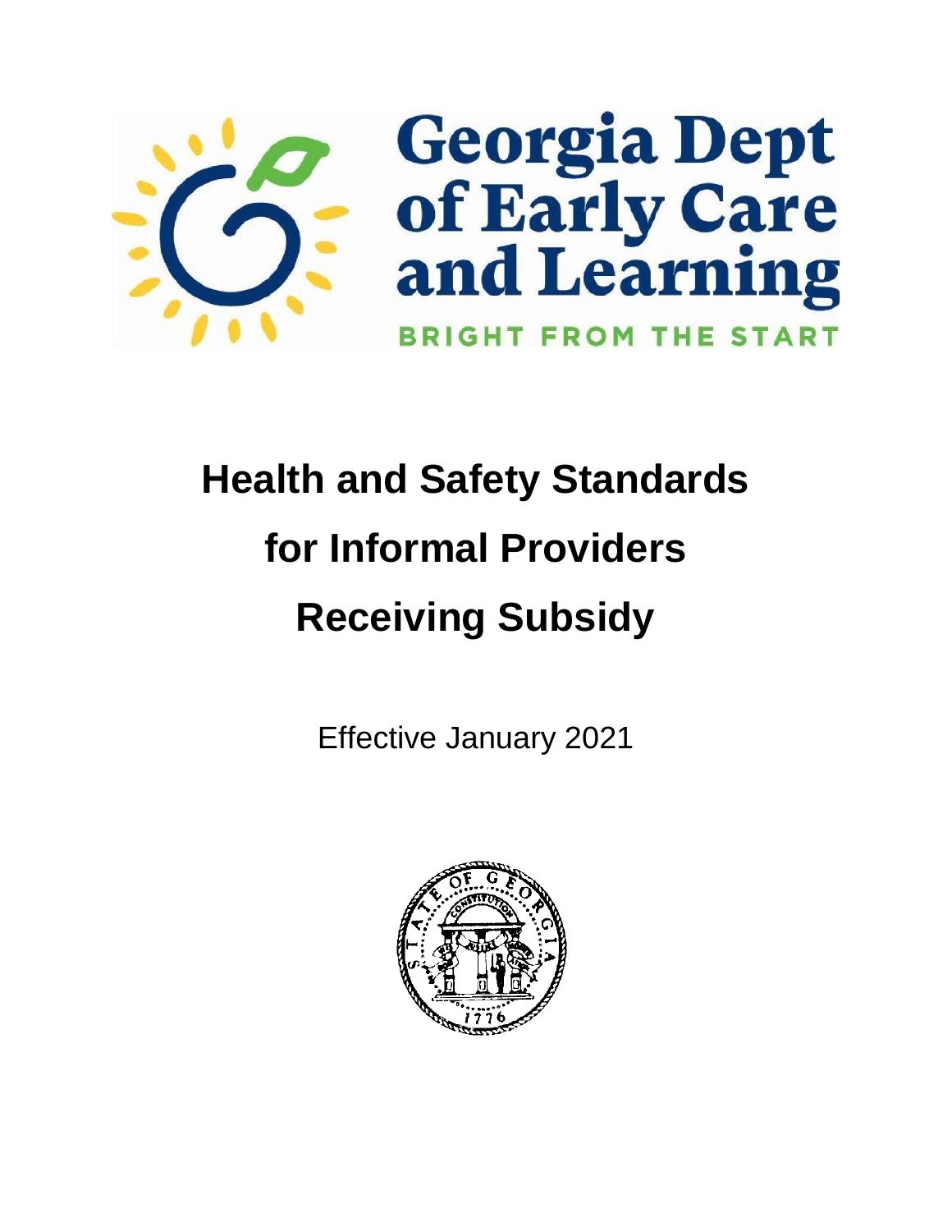Georgia Dept of Early Care and Learning

BRIGHT FROM THE START

# Health and Safety Standards for Informal Providers Receiving Subsidy

Effective January 2021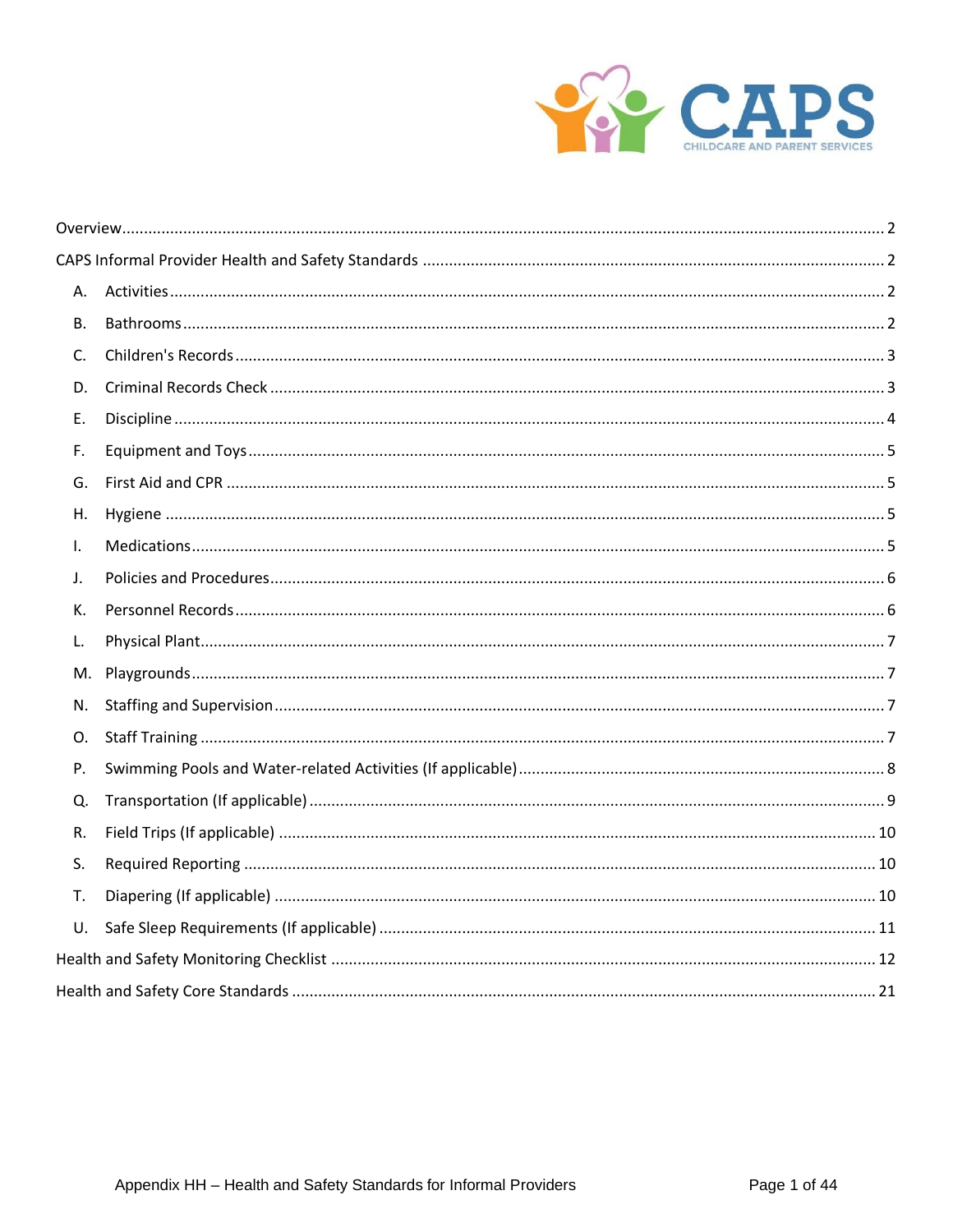| | |
|---|---|
| Overview | 2 |
| CAPS Informal Provider Health and Safety Standards | 2 |
| A. Activities | 2 |
| B. Bathrooms | 2 |
| C. Children's Records | 3 |
| D. Criminal Records Check | 3 |
| E. Discipline | 4 |
| F. Equipment and Toys | 5 |
| G. First Aid and CPR | 5 |
| H. Hygiene | 5 |
| I. Medications | 5 |
| J. Policies and Procedures | 6 |
| K. Personnel Records | 6 |
| L. Physical Plant | 7 |
| M. Playgrounds | 7 |
| N. Staffing and Supervision | 7 |
| O. Staff Training | 7 |
| P. Swimming Pools and Water-related Activities (If applicable) | 8 |
| Q. Transportation (If applicable) | 9 |
| R. Field Trips (If applicable) | 10 |
| S. Required Reporting | 10 |
| T. Diapering (If applicable) | 10 |
| U. Safe Sleep Requirements (If applicable) | 11 |
| Health and Safety Monitoring Checklist | 12 |
| Health and Safety Core Standards | 21 |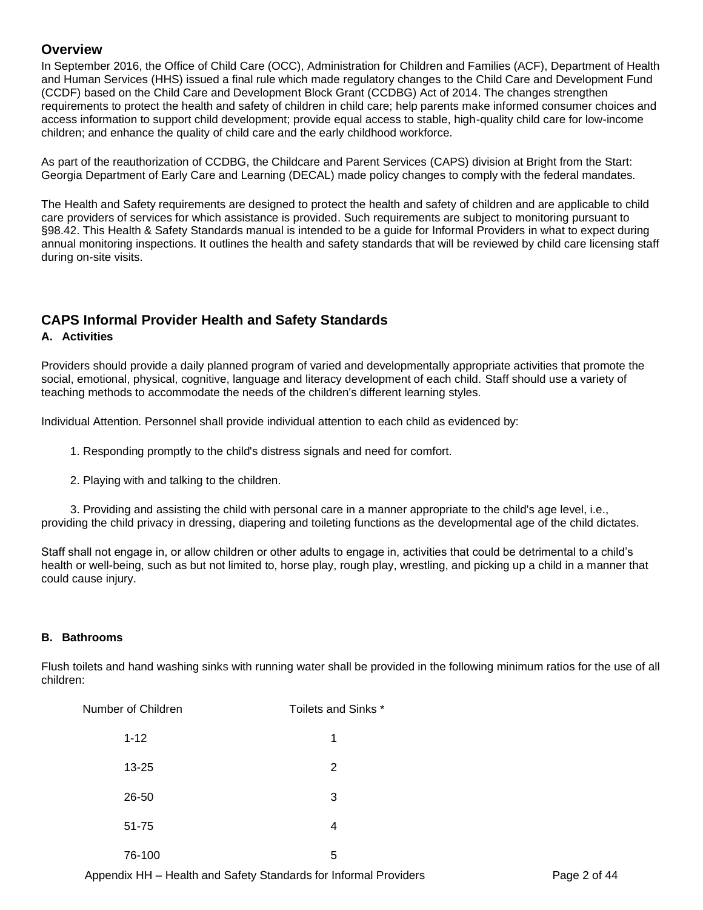## Overview

In September 2016, the Office of Child Care (OCC), Administration for Children and Families (ACF), Department of Health and Human Services (HHS) issued a final rule which made regulatory changes to the Child Care and Development Fund (CCDF) based on the Child Care and Development Block Grant (CCDBG) Act of 2014. The changes strengthen requirements to protect the health and safety of children in child care; help parents make informed consumer choices and access information to support child development; provide equal access to stable, high-quality child care for low-income children; and enhance the quality of child care and the early childhood workforce.

As part of the reauthorization of CCDBG, the Childcare and Parent Services (CAPS) division at Bright from the Start: Georgia Department of Early Care and Learning (DECAL) made policy changes to comply with the federal mandates.

The Health and Safety requirements are designed to protect the health and safety of children and are applicable to child care providers of services for which assistance is provided. Such requirements are subject to monitoring pursuant to §98.42. This Health & Safety Standards manual is intended to be a guide for Informal Providers in what to expect during annual monitoring inspections. It outlines the health and safety standards that will be reviewed by child care licensing staff during on-site visits.

## CAPS Informal Provider Health and Safety Standards

### A. Activities

Providers should provide a daily planned program of varied and developmentally appropriate activities that promote the social, emotional, physical, cognitive, language and literacy development of each child. Staff should use a variety of teaching methods to accommodate the needs of the children's different learning styles.

Individual Attention. Personnel shall provide individual attention to each child as evidenced by:

1. Responding promptly to the child's distress signals and need for comfort.

2. Playing with and talking to the children.

3. Providing and assisting the child with personal care in a manner appropriate to the child's age level, i.e., providing the child privacy in dressing, diapering and toileting functions as the developmental age of the child dictates.

Staff shall not engage in, or allow children or other adults to engage in, activities that could be detrimental to a child's health or well-being, such as but not limited to, horse play, rough play, wrestling, and picking up a child in a manner that could cause injury.

### B. Bathrooms

Flush toilets and hand washing sinks with running water shall be provided in the following minimum ratios for the use of all children:

| Number of Children | Toilets and Sinks * |
|---|---|
| 1-12 | 1 |
| 13-25 | 2 |
| 26-50 | 3 |
| 51-75 | 4 |
| 76-100 | 5 |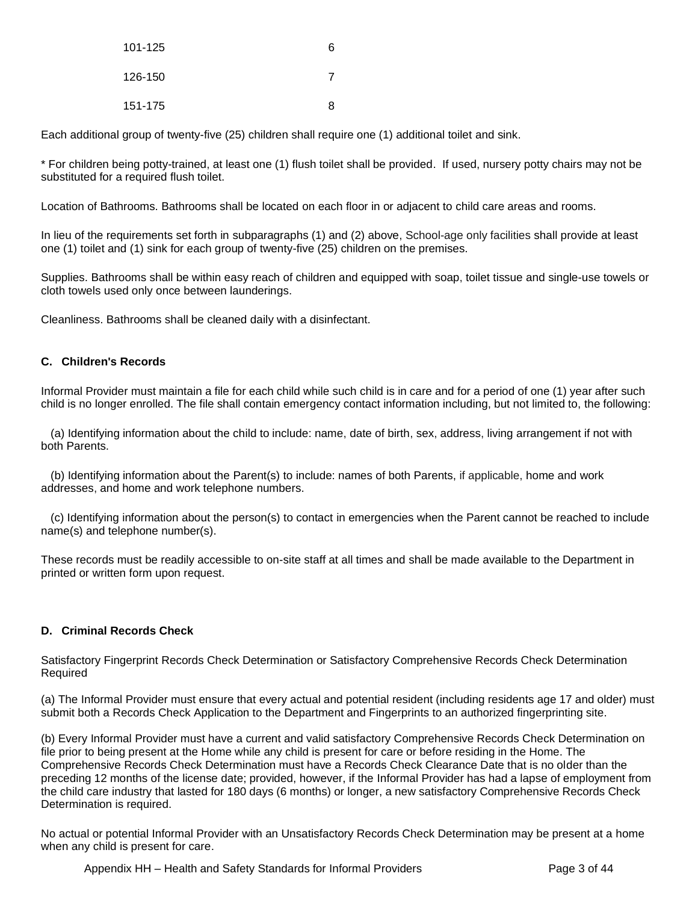| | |
|---|---|
| 101-125 | 6 |
| 126-150 | 7 |
| 151-175 | 8 |

Each additional group of twenty-five (25) children shall require one (1) additional toilet and sink.

* For children being potty-trained, at least one (1) flush toilet shall be provided. If used, nursery potty chairs may not be substituted for a required flush toilet.

Location of Bathrooms. Bathrooms shall be located on each floor in or adjacent to child care areas and rooms.

In lieu of the requirements set forth in subparagraphs (1) and (2) above, School-age only facilities shall provide at least one (1) toilet and (1) sink for each group of twenty-five (25) children on the premises.

Supplies. Bathrooms shall be within easy reach of children and equipped with soap, toilet tissue and single-use towels or cloth towels used only once between launderings.

Cleanliness. Bathrooms shall be cleaned daily with a disinfectant.

### C. Children's Records

Informal Provider must maintain a file for each child while such child is in care and for a period of one (1) year after such child is no longer enrolled. The file shall contain emergency contact information including, but not limited to, the following:

(a) Identifying information about the child to include: name, date of birth, sex, address, living arrangement if not with both Parents.

(b) Identifying information about the Parent(s) to include: names of both Parents, if applicable, home and work addresses, and home and work telephone numbers.

(c) Identifying information about the person(s) to contact in emergencies when the Parent cannot be reached to include name(s) and telephone number(s).

These records must be readily accessible to on-site staff at all times and shall be made available to the Department in printed or written form upon request.

### D. Criminal Records Check

Satisfactory Fingerprint Records Check Determination or Satisfactory Comprehensive Records Check Determination Required

(a) The Informal Provider must ensure that every actual and potential resident (including residents age 17 and older) must submit both a Records Check Application to the Department and Fingerprints to an authorized fingerprinting site.

(b) Every Informal Provider must have a current and valid satisfactory Comprehensive Records Check Determination on file prior to being present at the Home while any child is present for care or before residing in the Home. The Comprehensive Records Check Determination must have a Records Check Clearance Date that is no older than the preceding 12 months of the license date; provided, however, if the Informal Provider has had a lapse of employment from the child care industry that lasted for 180 days (6 months) or longer, a new satisfactory Comprehensive Records Check Determination is required.

No actual or potential Informal Provider with an Unsatisfactory Records Check Determination may be present at a home when any child is present for care.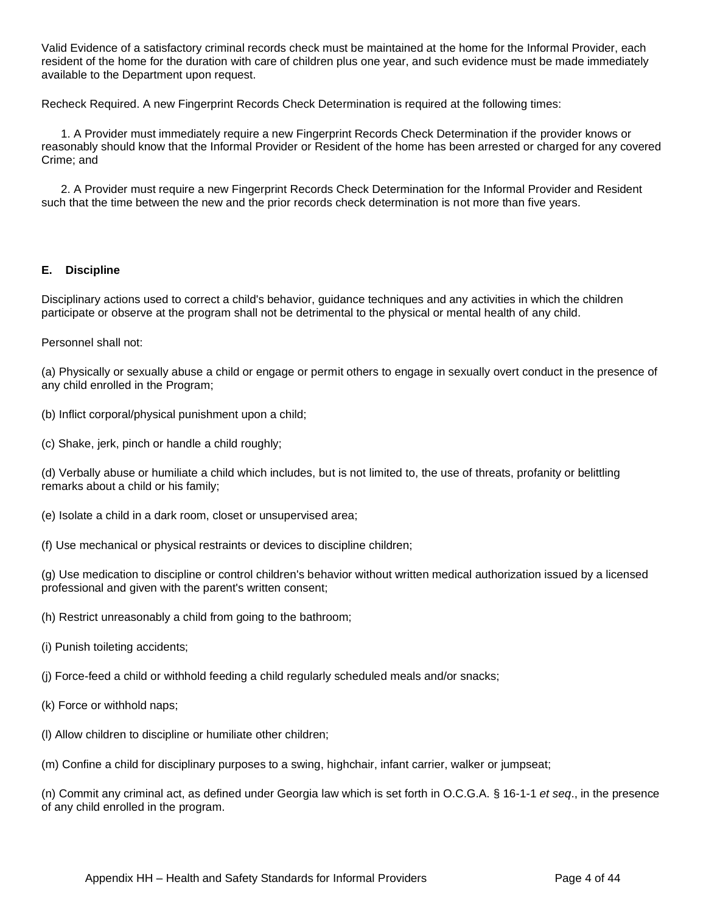Valid Evidence of a satisfactory criminal records check must be maintained at the home for the Informal Provider, each resident of the home for the duration with care of children plus one year, and such evidence must be made immediately available to the Department upon request.

Recheck Required. A new Fingerprint Records Check Determination is required at the following times:

1. A Provider must immediately require a new Fingerprint Records Check Determination if the provider knows or reasonably should know that the Informal Provider or Resident of the home has been arrested or charged for any covered Crime; and

2. A Provider must require a new Fingerprint Records Check Determination for the Informal Provider and Resident such that the time between the new and the prior records check determination is not more than five years.

**E. Discipline**

Disciplinary actions used to correct a child's behavior, guidance techniques and any activities in which the children participate or observe at the program shall not be detrimental to the physical or mental health of any child.

Personnel shall not:

(a) Physically or sexually abuse a child or engage or permit others to engage in sexually overt conduct in the presence of any child enrolled in the Program;

(b) Inflict corporal/physical punishment upon a child;

(c) Shake, jerk, pinch or handle a child roughly;

(d) Verbally abuse or humiliate a child which includes, but is not limited to, the use of threats, profanity or belittling remarks about a child or his family;

(e) Isolate a child in a dark room, closet or unsupervised area;

(f) Use mechanical or physical restraints or devices to discipline children;

(g) Use medication to discipline or control children's behavior without written medical authorization issued by a licensed professional and given with the parent's written consent;

(h) Restrict unreasonably a child from going to the bathroom;

(i) Punish toileting accidents;

(j) Force-feed a child or withhold feeding a child regularly scheduled meals and/or snacks;

(k) Force or withhold naps;

(l) Allow children to discipline or humiliate other children;

(m) Confine a child for disciplinary purposes to a swing, highchair, infant carrier, walker or jumpseat;

(n) Commit any criminal act, as defined under Georgia law which is set forth in O.C.G.A. § 16-1-1 *et seq*., in the presence of any child enrolled in the program.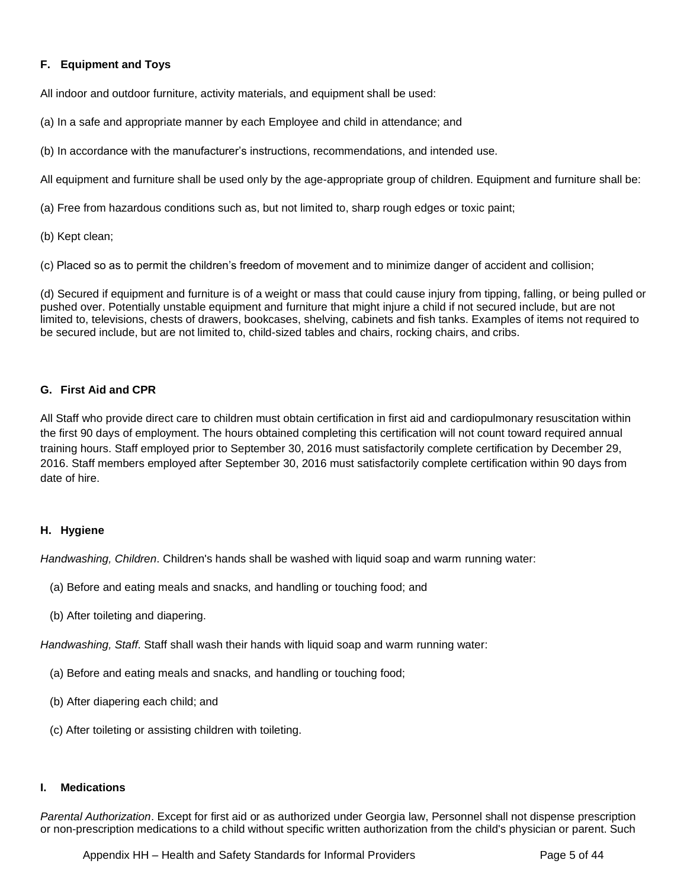### F. Equipment and Toys

All indoor and outdoor furniture, activity materials, and equipment shall be used:

(a) In a safe and appropriate manner by each Employee and child in attendance; and

(b) In accordance with the manufacturer's instructions, recommendations, and intended use.

All equipment and furniture shall be used only by the age-appropriate group of children. Equipment and furniture shall be:

(a) Free from hazardous conditions such as, but not limited to, sharp rough edges or toxic paint;

(b) Kept clean;

(c) Placed so as to permit the children's freedom of movement and to minimize danger of accident and collision;

(d) Secured if equipment and furniture is of a weight or mass that could cause injury from tipping, falling, or being pulled or pushed over. Potentially unstable equipment and furniture that might injure a child if not secured include, but are not limited to, televisions, chests of drawers, bookcases, shelving, cabinets and fish tanks. Examples of items not required to be secured include, but are not limited to, child-sized tables and chairs, rocking chairs, and cribs.

### G. First Aid and CPR

All Staff who provide direct care to children must obtain certification in first aid and cardiopulmonary resuscitation within the first 90 days of employment. The hours obtained completing this certification will not count toward required annual training hours. Staff employed prior to September 30, 2016 must satisfactorily complete certification by December 29, 2016. Staff members employed after September 30, 2016 must satisfactorily complete certification within 90 days from date of hire.

### H. Hygiene

*Handwashing, Children*. Children's hands shall be washed with liquid soap and warm running water:

(a) Before and eating meals and snacks, and handling or touching food; and

(b) After toileting and diapering.

*Handwashing, Staff*. Staff shall wash their hands with liquid soap and warm running water:

(a) Before and eating meals and snacks, and handling or touching food;

(b) After diapering each child; and

(c) After toileting or assisting children with toileting.

### I. Medications

*Parental Authorization*. Except for first aid or as authorized under Georgia law, Personnel shall not dispense prescription or non-prescription medications to a child without specific written authorization from the child's physician or parent. Such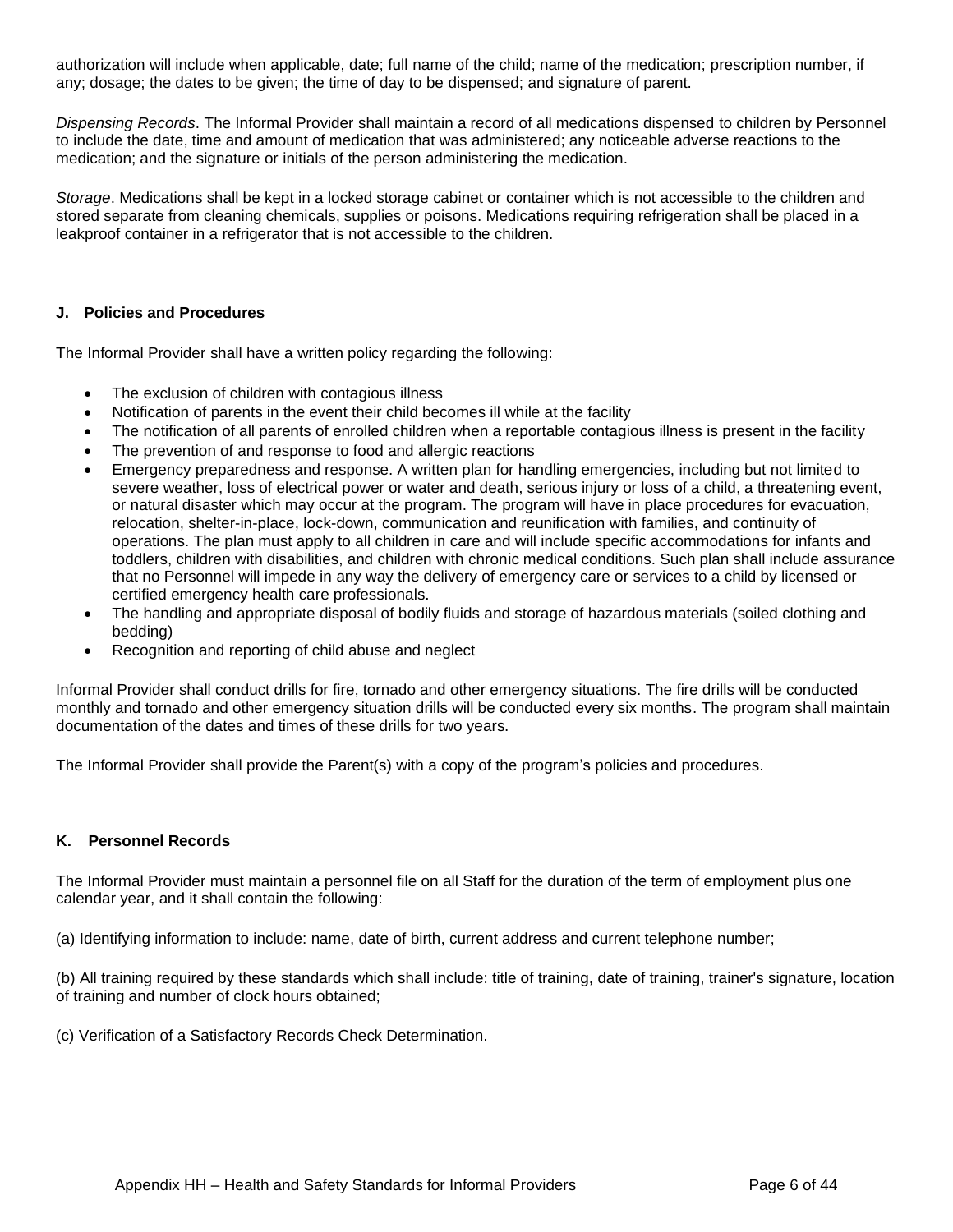authorization will include when applicable, date; full name of the child; name of the medication; prescription number, if any; dosage; the dates to be given; the time of day to be dispensed; and signature of parent.

*Dispensing Records*. The Informal Provider shall maintain a record of all medications dispensed to children by Personnel to include the date, time and amount of medication that was administered; any noticeable adverse reactions to the medication; and the signature or initials of the person administering the medication.

*Storage*. Medications shall be kept in a locked storage cabinet or container which is not accessible to the children and stored separate from cleaning chemicals, supplies or poisons. Medications requiring refrigeration shall be placed in a leakproof container in a refrigerator that is not accessible to the children.

### J. Policies and Procedures

The Informal Provider shall have a written policy regarding the following:

- The exclusion of children with contagious illness
- Notification of parents in the event their child becomes ill while at the facility
- The notification of all parents of enrolled children when a reportable contagious illness is present in the facility
- The prevention of and response to food and allergic reactions
- Emergency preparedness and response. A written plan for handling emergencies, including but not limited to severe weather, loss of electrical power or water and death, serious injury or loss of a child, a threatening event, or natural disaster which may occur at the program. The program will have in place procedures for evacuation, relocation, shelter-in-place, lock-down, communication and reunification with families, and continuity of operations. The plan must apply to all children in care and will include specific accommodations for infants and toddlers, children with disabilities, and children with chronic medical conditions. Such plan shall include assurance that no Personnel will impede in any way the delivery of emergency care or services to a child by licensed or certified emergency health care professionals.
- The handling and appropriate disposal of bodily fluids and storage of hazardous materials (soiled clothing and bedding)
- Recognition and reporting of child abuse and neglect

Informal Provider shall conduct drills for fire, tornado and other emergency situations. The fire drills will be conducted monthly and tornado and other emergency situation drills will be conducted every six months. The program shall maintain documentation of the dates and times of these drills for two years.

The Informal Provider shall provide the Parent(s) with a copy of the program's policies and procedures.

### K. Personnel Records

The Informal Provider must maintain a personnel file on all Staff for the duration of the term of employment plus one calendar year, and it shall contain the following:

(a) Identifying information to include: name, date of birth, current address and current telephone number;

(b) All training required by these standards which shall include: title of training, date of training, trainer's signature, location of training and number of clock hours obtained;

(c) Verification of a Satisfactory Records Check Determination.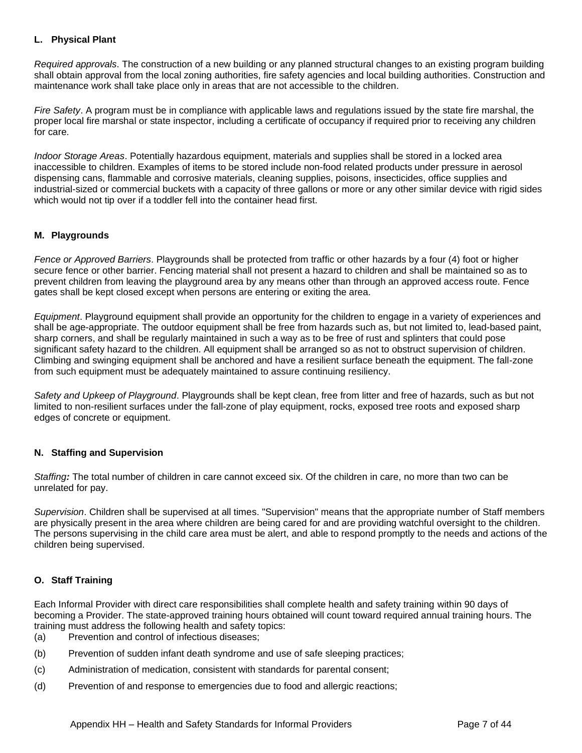### L. Physical Plant

*Required approvals*. The construction of a new building or any planned structural changes to an existing program building shall obtain approval from the local zoning authorities, fire safety agencies and local building authorities. Construction and maintenance work shall take place only in areas that are not accessible to the children.

*Fire Safety*. A program must be in compliance with applicable laws and regulations issued by the state fire marshal, the proper local fire marshal or state inspector, including a certificate of occupancy if required prior to receiving any children for care.

*Indoor Storage Areas*. Potentially hazardous equipment, materials and supplies shall be stored in a locked area inaccessible to children. Examples of items to be stored include non-food related products under pressure in aerosol dispensing cans, flammable and corrosive materials, cleaning supplies, poisons, insecticides, office supplies and industrial-sized or commercial buckets with a capacity of three gallons or more or any other similar device with rigid sides which would not tip over if a toddler fell into the container head first.

### M. Playgrounds

*Fence or Approved Barriers*. Playgrounds shall be protected from traffic or other hazards by a four (4) foot or higher secure fence or other barrier. Fencing material shall not present a hazard to children and shall be maintained so as to prevent children from leaving the playground area by any means other than through an approved access route. Fence gates shall be kept closed except when persons are entering or exiting the area.

*Equipment*. Playground equipment shall provide an opportunity for the children to engage in a variety of experiences and shall be age-appropriate. The outdoor equipment shall be free from hazards such as, but not limited to, lead-based paint, sharp corners, and shall be regularly maintained in such a way as to be free of rust and splinters that could pose significant safety hazard to the children. All equipment shall be arranged so as not to obstruct supervision of children. Climbing and swinging equipment shall be anchored and have a resilient surface beneath the equipment. The fall-zone from such equipment must be adequately maintained to assure continuing resiliency.

*Safety and Upkeep of Playground*. Playgrounds shall be kept clean, free from litter and free of hazards, such as but not limited to non-resilient surfaces under the fall-zone of play equipment, rocks, exposed tree roots and exposed sharp edges of concrete or equipment.

### N. Staffing and Supervision

*Staffing**:*** The total number of children in care cannot exceed six. Of the children in care, no more than two can be unrelated for pay.

*Supervision*. Children shall be supervised at all times. "Supervision" means that the appropriate number of Staff members are physically present in the area where children are being cared for and are providing watchful oversight to the children. The persons supervising in the child care area must be alert, and able to respond promptly to the needs and actions of the children being supervised.

### O. Staff Training

Each Informal Provider with direct care responsibilities shall complete health and safety training within 90 days of becoming a Provider. The state-approved training hours obtained will count toward required annual training hours. The training must address the following health and safety topics:

(a) Prevention and control of infectious diseases;

(b) Prevention of sudden infant death syndrome and use of safe sleeping practices;

(c) Administration of medication, consistent with standards for parental consent;

(d) Prevention of and response to emergencies due to food and allergic reactions;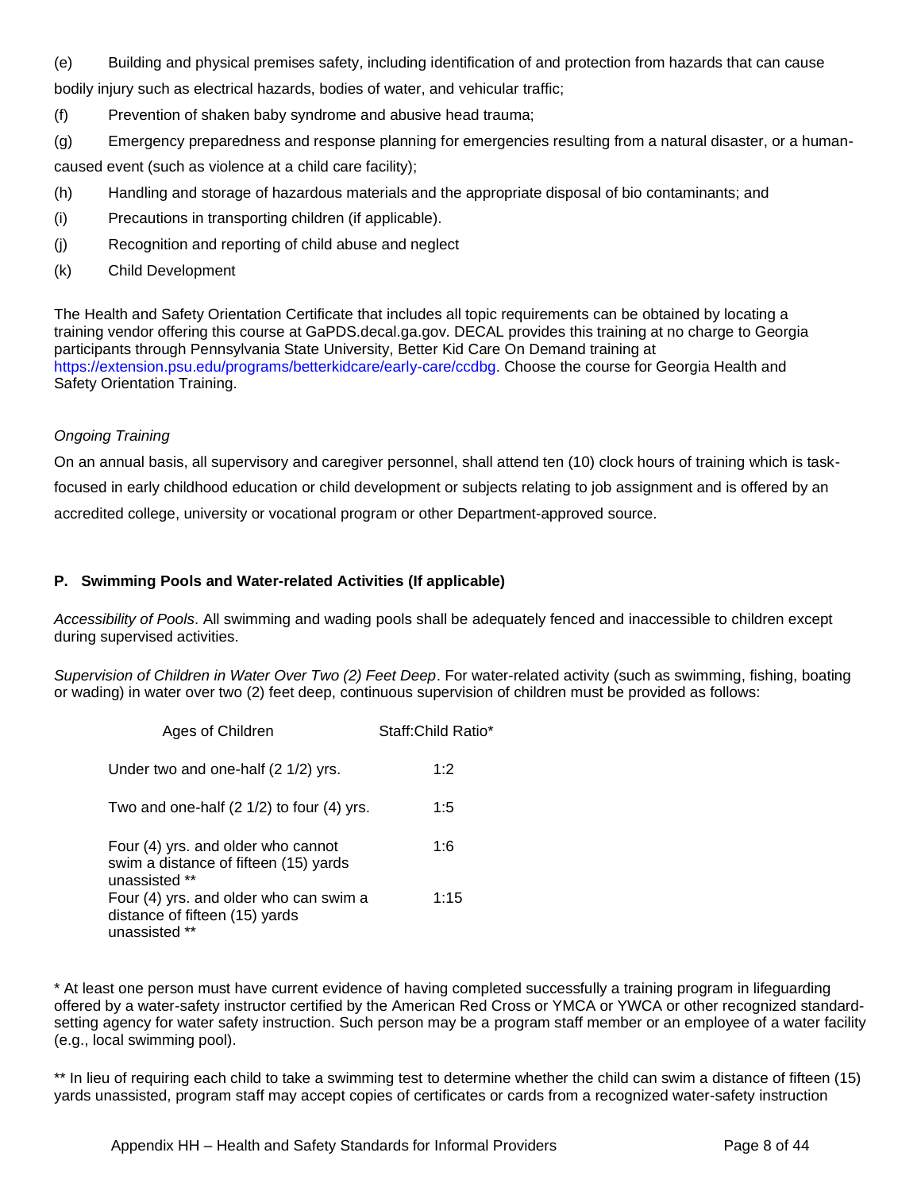(e) Building and physical premises safety, including identification of and protection from hazards that can cause bodily injury such as electrical hazards, bodies of water, and vehicular traffic;

(f) Prevention of shaken baby syndrome and abusive head trauma;

(g) Emergency preparedness and response planning for emergencies resulting from a natural disaster, or a human-caused event (such as violence at a child care facility);

(h) Handling and storage of hazardous materials and the appropriate disposal of bio contaminants; and

(i) Precautions in transporting children (if applicable).

(j) Recognition and reporting of child abuse and neglect

(k) Child Development

The Health and Safety Orientation Certificate that includes all topic requirements can be obtained by locating a training vendor offering this course at GaPDS.decal.ga.gov. DECAL provides this training at no charge to Georgia participants through Pennsylvania State University, Better Kid Care On Demand training at https://extension.psu.edu/programs/betterkidcare/early-care/ccdbg. Choose the course for Georgia Health and Safety Orientation Training.

*Ongoing Training*

On an annual basis, all supervisory and caregiver personnel, shall attend ten (10) clock hours of training which is task-focused in early childhood education or child development or subjects relating to job assignment and is offered by an accredited college, university or vocational program or other Department-approved source.

**P. Swimming Pools and Water-related Activities (If applicable)**

*Accessibility of Pools*. All swimming and wading pools shall be adequately fenced and inaccessible to children except during supervised activities.

*Supervision of Children in Water Over Two (2) Feet Deep*. For water-related activity (such as swimming, fishing, boating or wading) in water over two (2) feet deep, continuous supervision of children must be provided as follows:

| Ages of Children | Staff:Child Ratio* |
|---|---|
| Under two and one-half (2 1/2) yrs. | 1:2 |
| Two and one-half (2 1/2) to four (4) yrs. | 1:5 |
| Four (4) yrs. and older who cannot swim a distance of fifteen (15) yards unassisted ** | 1:6 |
| Four (4) yrs. and older who can swim a distance of fifteen (15) yards unassisted ** | 1:15 |

* At least one person must have current evidence of having completed successfully a training program in lifeguarding offered by a water-safety instructor certified by the American Red Cross or YMCA or YWCA or other recognized standard-setting agency for water safety instruction. Such person may be a program staff member or an employee of a water facility (e.g., local swimming pool).

** In lieu of requiring each child to take a swimming test to determine whether the child can swim a distance of fifteen (15) yards unassisted, program staff may accept copies of certificates or cards from a recognized water-safety instruction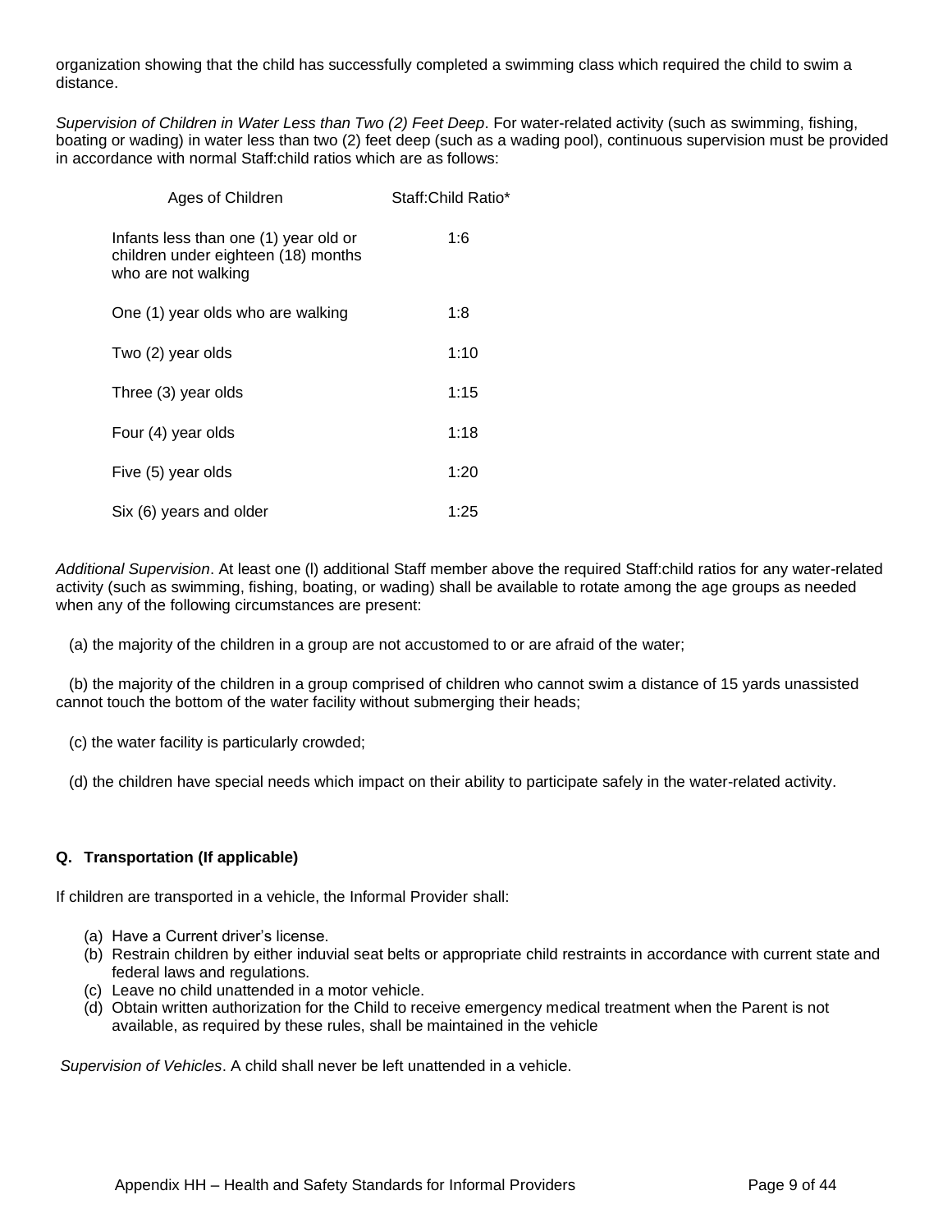organization showing that the child has successfully completed a swimming class which required the child to swim a distance.

*Supervision of Children in Water Less than Two (2) Feet Deep*. For water-related activity (such as swimming, fishing, boating or wading) in water less than two (2) feet deep (such as a wading pool), continuous supervision must be provided in accordance with normal Staff:child ratios which are as follows:

| Ages of Children | Staff:Child Ratio* |
|---|---|
| Infants less than one (1) year old or children under eighteen (18) months who are not walking | 1:6 |
| One (1) year olds who are walking | 1:8 |
| Two (2) year olds | 1:10 |
| Three (3) year olds | 1:15 |
| Four (4) year olds | 1:18 |
| Five (5) year olds | 1:20 |
| Six (6) years and older | 1:25 |

*Additional Supervision*. At least one (l) additional Staff member above the required Staff:child ratios for any water-related activity (such as swimming, fishing, boating, or wading) shall be available to rotate among the age groups as needed when any of the following circumstances are present:

(a) the majority of the children in a group are not accustomed to or are afraid of the water;

(b) the majority of the children in a group comprised of children who cannot swim a distance of 15 yards unassisted cannot touch the bottom of the water facility without submerging their heads;

(c) the water facility is particularly crowded;

(d) the children have special needs which impact on their ability to participate safely in the water-related activity.

**Q. Transportation (If applicable)**

If children are transported in a vehicle, the Informal Provider shall:

(a) Have a Current driver's license.
(b) Restrain children by either induvial seat belts or appropriate child restraints in accordance with current state and federal laws and regulations.
(c) Leave no child unattended in a motor vehicle.
(d) Obtain written authorization for the Child to receive emergency medical treatment when the Parent is not available, as required by these rules, shall be maintained in the vehicle

*Supervision of Vehicles*. A child shall never be left unattended in a vehicle.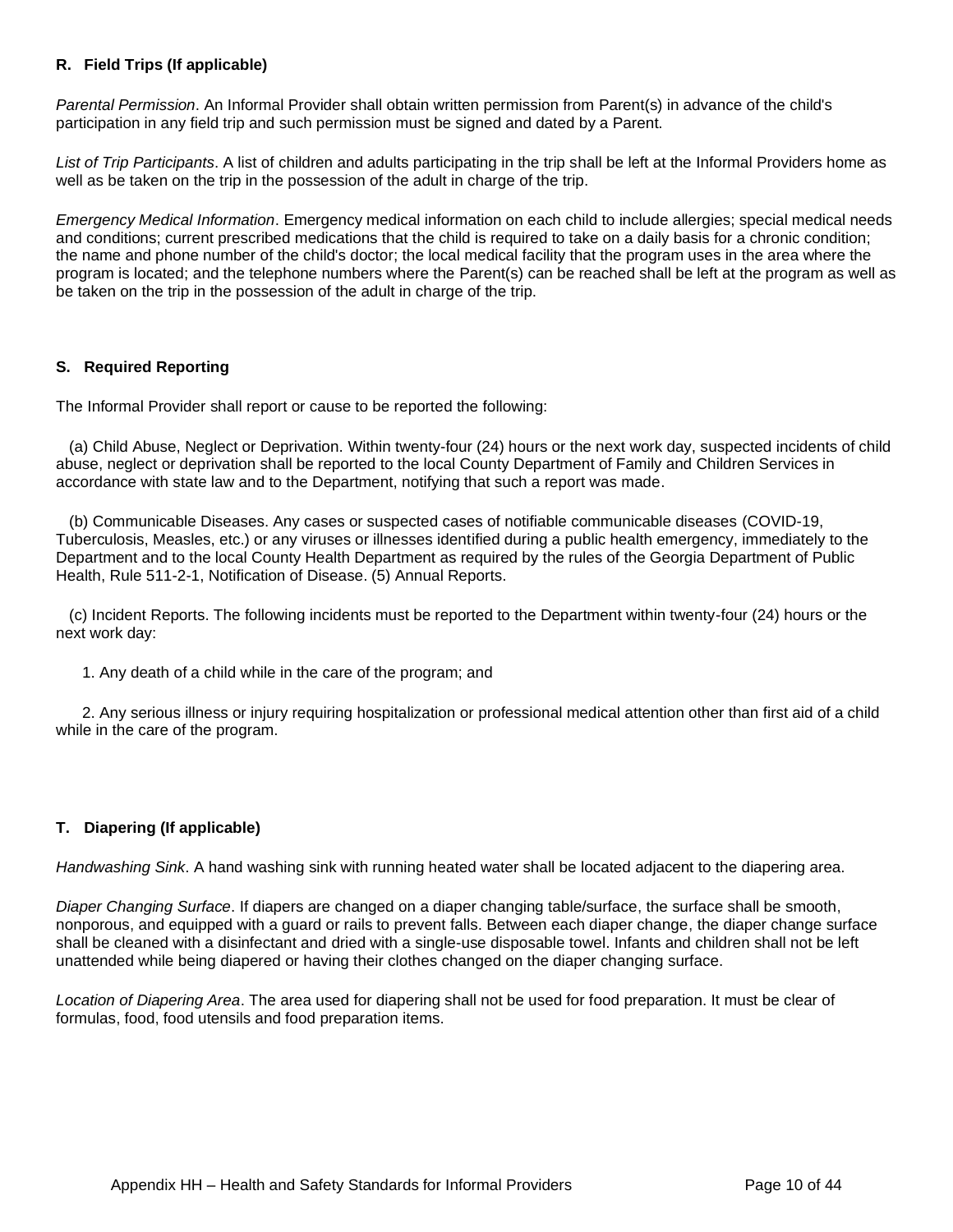### R. Field Trips (If applicable)

*Parental Permission*. An Informal Provider shall obtain written permission from Parent(s) in advance of the child's participation in any field trip and such permission must be signed and dated by a Parent.

*List of Trip Participants*. A list of children and adults participating in the trip shall be left at the Informal Providers home as well as be taken on the trip in the possession of the adult in charge of the trip.

*Emergency Medical Information*. Emergency medical information on each child to include allergies; special medical needs and conditions; current prescribed medications that the child is required to take on a daily basis for a chronic condition; the name and phone number of the child's doctor; the local medical facility that the program uses in the area where the program is located; and the telephone numbers where the Parent(s) can be reached shall be left at the program as well as be taken on the trip in the possession of the adult in charge of the trip.

### S. Required Reporting

The Informal Provider shall report or cause to be reported the following:

(a) Child Abuse, Neglect or Deprivation. Within twenty-four (24) hours or the next work day, suspected incidents of child abuse, neglect or deprivation shall be reported to the local County Department of Family and Children Services in accordance with state law and to the Department, notifying that such a report was made.

(b) Communicable Diseases. Any cases or suspected cases of notifiable communicable diseases (COVID-19, Tuberculosis, Measles, etc.) or any viruses or illnesses identified during a public health emergency, immediately to the Department and to the local County Health Department as required by the rules of the Georgia Department of Public Health, Rule 511-2-1, Notification of Disease. (5) Annual Reports.

(c) Incident Reports. The following incidents must be reported to the Department within twenty-four (24) hours or the next work day:

1. Any death of a child while in the care of the program; and

2. Any serious illness or injury requiring hospitalization or professional medical attention other than first aid of a child while in the care of the program.

### T. Diapering (If applicable)

*Handwashing Sink*. A hand washing sink with running heated water shall be located adjacent to the diapering area.

*Diaper Changing Surface*. If diapers are changed on a diaper changing table/surface, the surface shall be smooth, nonporous, and equipped with a guard or rails to prevent falls. Between each diaper change, the diaper change surface shall be cleaned with a disinfectant and dried with a single-use disposable towel. Infants and children shall not be left unattended while being diapered or having their clothes changed on the diaper changing surface.

*Location of Diapering Area*. The area used for diapering shall not be used for food preparation. It must be clear of formulas, food, food utensils and food preparation items.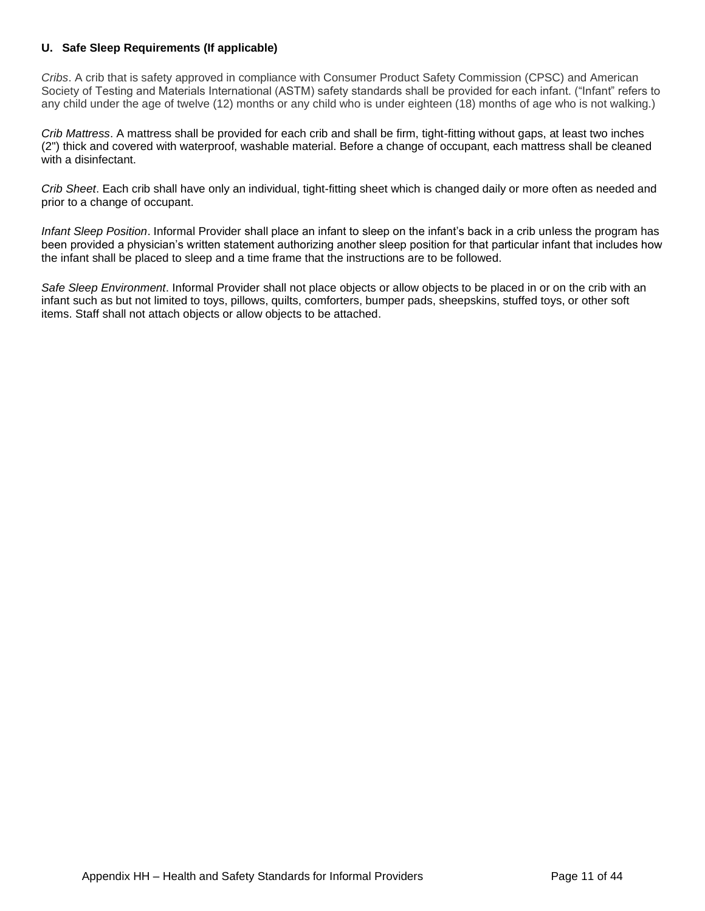### U. Safe Sleep Requirements (If applicable)

*Cribs*. A crib that is safety approved in compliance with Consumer Product Safety Commission (CPSC) and American Society of Testing and Materials International (ASTM) safety standards shall be provided for each infant. ("Infant" refers to any child under the age of twelve (12) months or any child who is under eighteen (18) months of age who is not walking.)

*Crib Mattress*. A mattress shall be provided for each crib and shall be firm, tight-fitting without gaps, at least two inches (2") thick and covered with waterproof, washable material. Before a change of occupant, each mattress shall be cleaned with a disinfectant.

*Crib Sheet*. Each crib shall have only an individual, tight-fitting sheet which is changed daily or more often as needed and prior to a change of occupant.

*Infant Sleep Position*. Informal Provider shall place an infant to sleep on the infant's back in a crib unless the program has been provided a physician's written statement authorizing another sleep position for that particular infant that includes how the infant shall be placed to sleep and a time frame that the instructions are to be followed.

*Safe Sleep Environment*. Informal Provider shall not place objects or allow objects to be placed in or on the crib with an infant such as but not limited to toys, pillows, quilts, comforters, bumper pads, sheepskins, stuffed toys, or other soft items. Staff shall not attach objects or allow objects to be attached.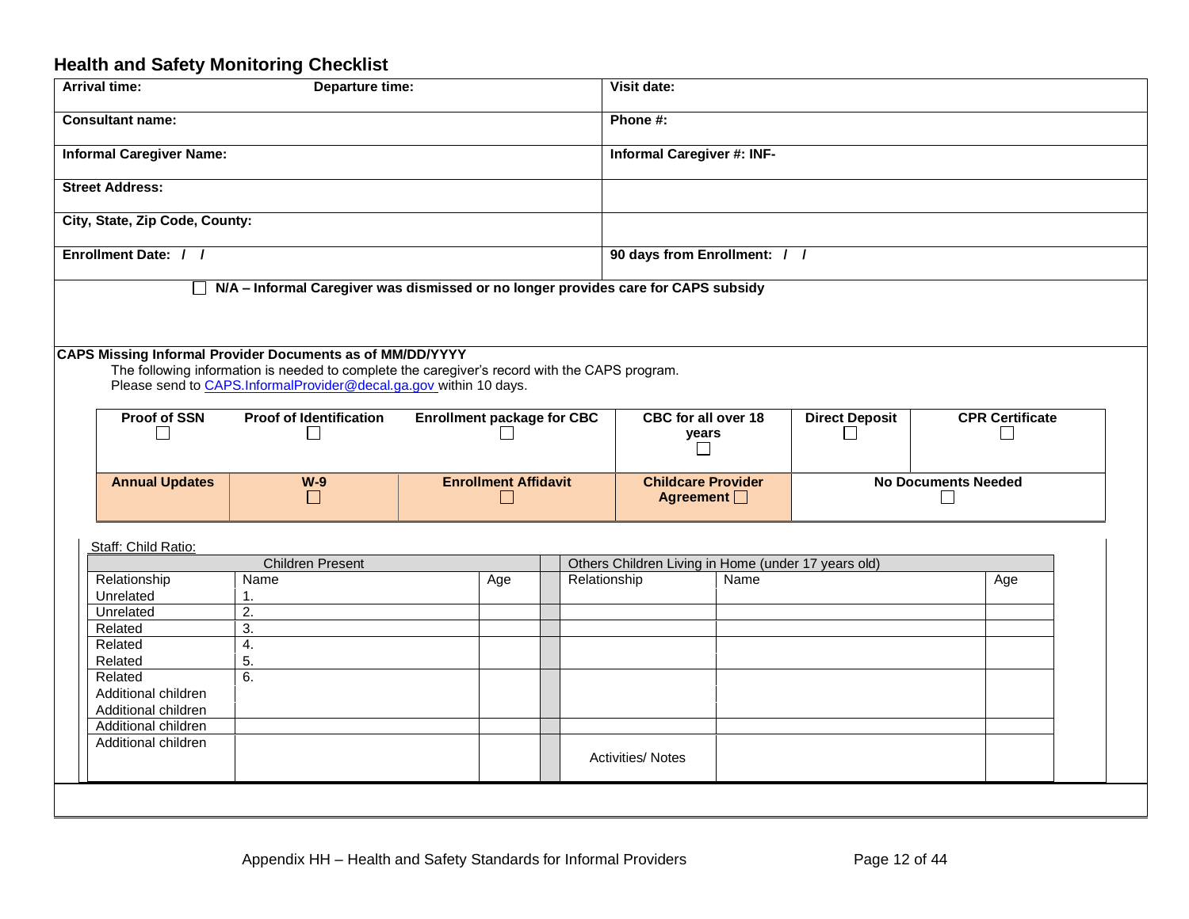## Health and Safety Monitoring Checklist

| | |
|---|---|
| **Arrival time:** **Departure time:** | **Visit date:** |
| **Consultant name:** | **Phone #:** |
| **Informal Caregiver Name:** | **Informal Caregiver #: INF-** |
| **Street Address:** | |
| **City, State, Zip Code, County:** | |
| **Enrollment Date: / /** | **90 days from Enrollment: / /** |

☐ **N/A – Informal Caregiver was dismissed or no longer provides care for CAPS subsidy**

**CAPS Missing Informal Provider Documents as of MM/DD/YYYY**

The following information is needed to complete the caregiver's record with the CAPS program.
Please send to CAPS.InformalProvider@decal.ga.gov within 10 days.

| **Proof of SSN** ☐ | **Proof of Identification** ☐ | **Enrollment package for CBC** ☐ | **CBC for all over 18 years** ☐ | **Direct Deposit** ☐ | **CPR Certificate** ☐ |
|---|---|---|---|---|---|
| **Annual Updates** | **W-9** ☐ | **Enrollment Affidavit** ☐ | **Childcare Provider Agreement** ☐ | **No Documents Needed** ☐ | |

Staff: Child Ratio:

| Children Present | | | | Others Children Living in Home (under 17 years old) | | |
|---|---|---|---|---|---|---|
| Relationship | Name | Age | | Relationship | Name | Age |
| Unrelated | 1. | | | | | |
| Unrelated | 2. | | | | | |
| Related | 3. | | | | | |
| Related | 4. | | | | | |
| Related | 5. | | | | | |
| Related | 6. | | | | | |
| Additional children | | | | | | |
| Additional children | | | | | | |
| Additional children | | | | | | |
| Additional children | | | | Activities/ Notes | | |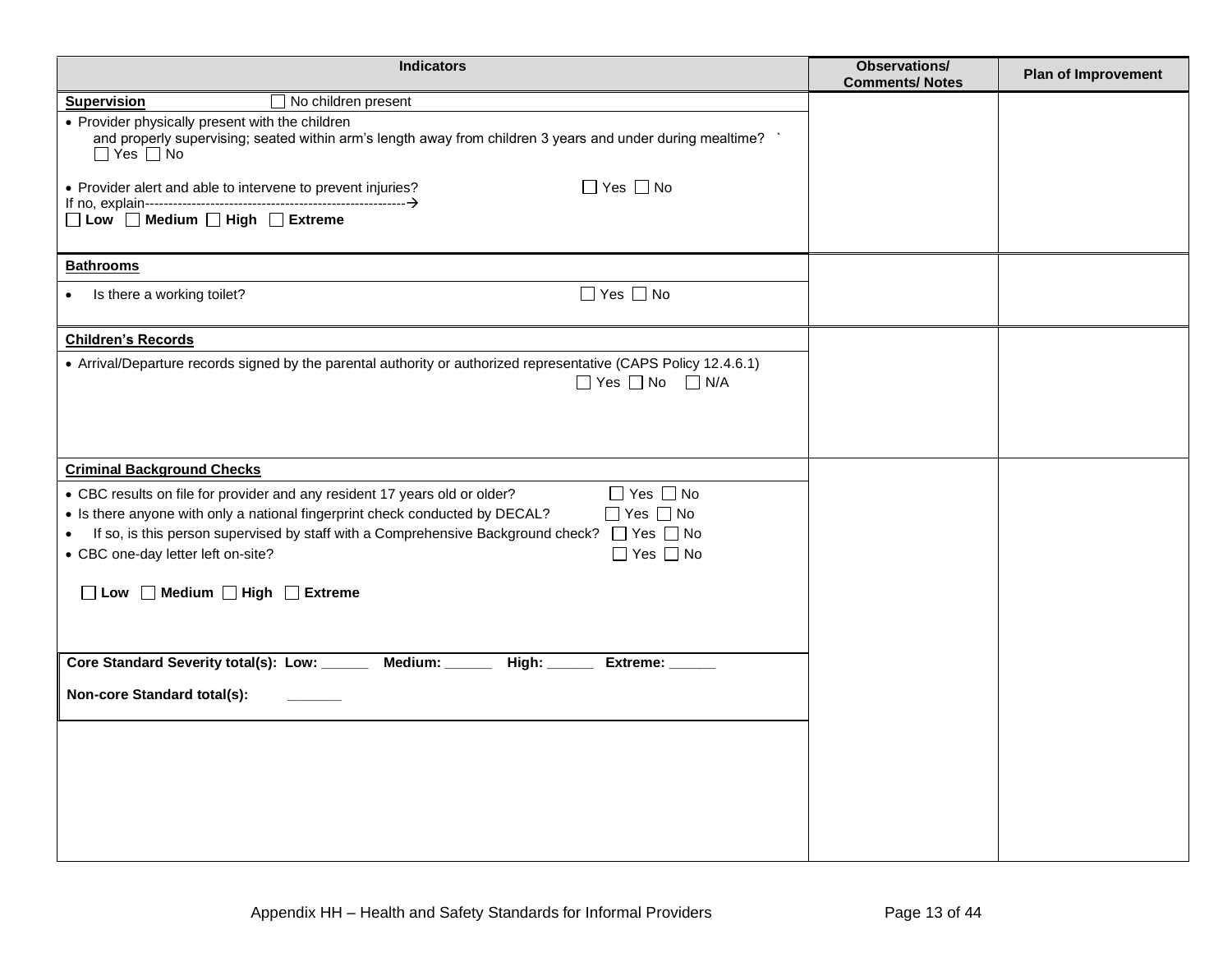| Indicators | Observations/ Comments/ Notes | Plan of Improvement |
|---|---|---|
| **Supervision** ☐ No children present<br>• Provider physically present with the children and properly supervising; seated within arm's length away from children 3 years and under during mealtime? ` ☐ Yes ☐ No<br>• Provider alert and able to intervene to prevent injuries? ☐ Yes ☐ No<br>If no, explain--------------------------------------------------------→<br>☐ **Low** ☐ **Medium** ☐ **High** ☐ **Extreme** | | |
| **Bathrooms**<br>• Is there a working toilet? ☐ Yes ☐ No | | |
| **Children's Records**<br>• Arrival/Departure records signed by the parental authority or authorized representative (CAPS Policy 12.4.6.1) ☐ Yes ☐ No ☐ N/A | | |
| **Criminal Background Checks**<br>• CBC results on file for provider and any resident 17 years old or older? ☐ Yes ☐ No<br>• Is there anyone with only a national fingerprint check conducted by DECAL? ☐ Yes ☐ No<br>• If so, is this person supervised by staff with a Comprehensive Background check? ☐ Yes ☐ No<br>• CBC one-day letter left on-site? ☐ Yes ☐ No<br>☐ **Low** ☐ **Medium** ☐ **High** ☐ **Extreme**<br>**Core Standard Severity total(s): Low: ______ Medium: ______ High: ______ Extreme: ______**<br>**Non-core Standard total(s): ______** | | |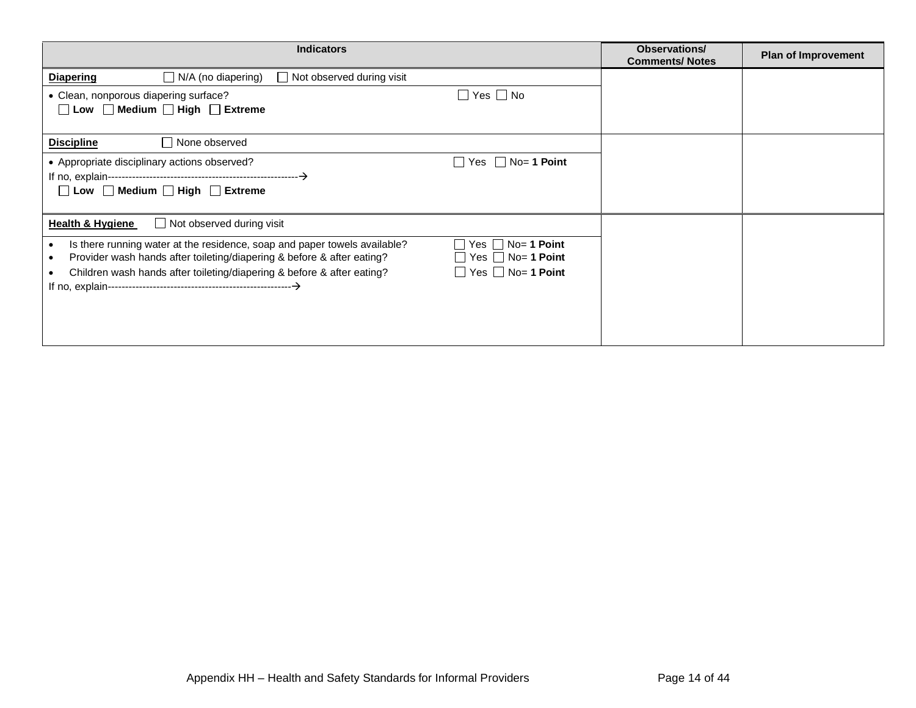| Indicators | Observations/ Comments/ Notes | Plan of Improvement |
| --- | --- | --- |
| **Diapering** ☐ N/A (no diapering) ☐ Not observed during visit | | |
| • Clean, nonporous diapering surface? ☐ Yes ☐ No<br>☐ **Low** ☐ **Medium** ☐ **High** ☐ **Extreme** | | |
| **Discipline** ☐ None observed | | |
| • Appropriate disciplinary actions observed? ☐ Yes ☐ No= **1 Point**<br>If no, explain-------------------------------------------------------→<br>☐ **Low** ☐ **Medium** ☐ **High** ☐ **Extreme** | | |
| **Health & Hygiene** ☐ Not observed during visit | | |
| • Is there running water at the residence, soap and paper towels available? ☐ Yes ☐ No= **1 Point**<br>• Provider wash hands after toileting/diapering & before & after eating? ☐ Yes ☐ No= **1 Point**<br>• Children wash hands after toileting/diapering & before & after eating? ☐ Yes ☐ No= **1 Point**<br>If no, explain-----------------------------------------------------→ | | |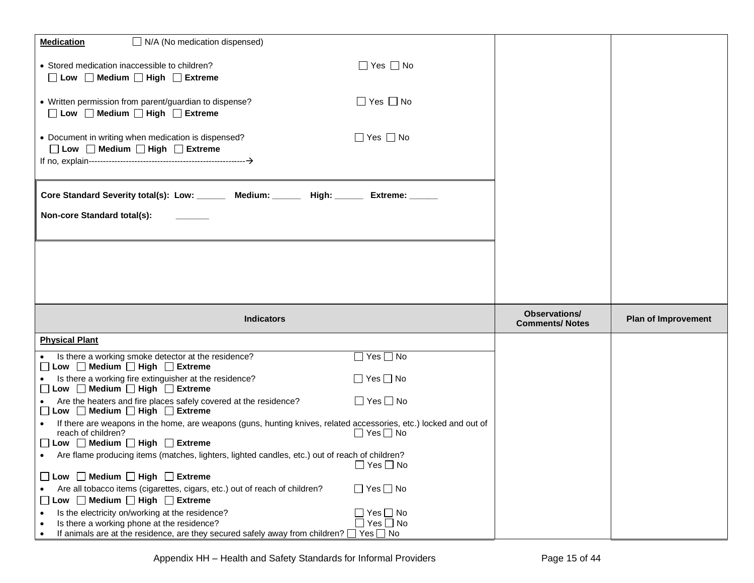| | | |
|---|---|---|
| **Medication** ☐ N/A (No medication dispensed)<br><br>• Stored medication inaccessible to children? ☐ Yes ☐ No<br>☐ **Low** ☐ **Medium** ☐ **High** ☐ **Extreme**<br><br>• Written permission from parent/guardian to dispense? ☐ Yes ☐ No<br>☐ **Low** ☐ **Medium** ☐ **High** ☐ **Extreme**<br><br>• Document in writing when medication is dispensed? ☐ Yes ☐ No<br>☐ **Low** ☐ **Medium** ☐ **High** ☐ **Extreme**<br>If no, explain-------------------------------------------------------→ | | |
| **Core Standard Severity total(s): Low: ______ Medium: ______ High: ______ Extreme: ______**<br><br>**Non-core Standard total(s):** _______ | | |

| **Indicators** | **Observations/ Comments/ Notes** | **Plan of Improvement** |
|---|---|---|
| **Physical Plant** | | |
| • Is there a working smoke detector at the residence? ☐ Yes ☐ No<br>☐ **Low** ☐ **Medium** ☐ **High** ☐ **Extreme**<br>• Is there a working fire extinguisher at the residence? ☐ Yes ☐ No<br>☐ **Low** ☐ **Medium** ☐ **High** ☐ **Extreme**<br>• Are the heaters and fire places safely covered at the residence? ☐ Yes ☐ No<br>☐ **Low** ☐ **Medium** ☐ **High** ☐ **Extreme**<br>• If there are weapons in the home, are weapons (guns, hunting knives, related accessories, etc.) locked and out of reach of children? ☐ Yes ☐ No<br>☐ **Low** ☐ **Medium** ☐ **High** ☐ **Extreme**<br>• Are flame producing items (matches, lighters, lighted candles, etc.) out of reach of children? ☐ Yes ☐ No<br>☐ **Low** ☐ **Medium** ☐ **High** ☐ **Extreme**<br>• Are all tobacco items (cigarettes, cigars, etc.) out of reach of children? ☐ Yes ☐ No<br>☐ **Low** ☐ **Medium** ☐ **High** ☐ **Extreme**<br>• Is the electricity on/working at the residence? ☐ Yes ☐ No<br>• Is there a working phone at the residence? ☐ Yes ☐ No<br>• If animals are at the residence, are they secured safely away from children? ☐ Yes ☐ No | | |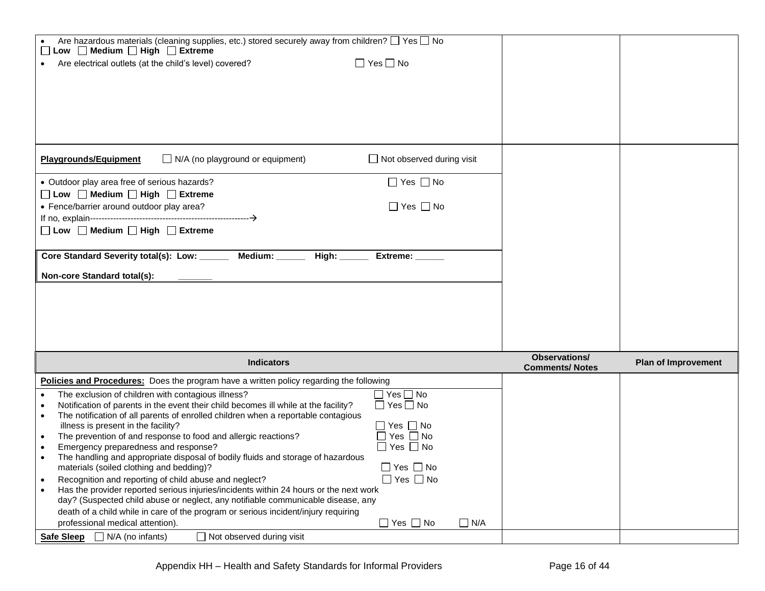| | | |
|---|---|---|
| • Are hazardous materials (cleaning supplies, etc.) stored securely away from children? ☐ Yes ☐ No<br>☐ **Low** ☐ **Medium** ☐ **High** ☐ **Extreme**<br>• Are electrical outlets (at the child's level) covered? ☐ Yes ☐ No | | |
| **Playgrounds/Equipment** ☐ N/A (no playground or equipment) ☐ Not observed during visit | | |
| • Outdoor play area free of serious hazards? ☐ Yes ☐ No<br>☐ **Low** ☐ **Medium** ☐ **High** ☐ **Extreme**<br>• Fence/barrier around outdoor play area? ☐ Yes ☐ No<br>If no, explain-------------------------------------------------------→<br>☐ **Low** ☐ **Medium** ☐ **High** ☐ **Extreme** | | |
| **Core Standard Severity total(s): Low: ______ Medium: ______ High: ______ Extreme: ______**<br><br>**Non-core Standard total(s): ______** | | |

| Indicators | Observations/ Comments/ Notes | Plan of Improvement |
|---|---|---|
| **Policies and Procedures:** Does the program have a written policy regarding the following | | |
| • The exclusion of children with contagious illness? ☐ Yes ☐ No<br>• Notification of parents in the event their child becomes ill while at the facility? ☐ Yes ☐ No<br>• The notification of all parents of enrolled children when a reportable contagious illness is present in the facility? ☐ Yes ☐ No<br>• The prevention of and response to food and allergic reactions? ☐ Yes ☐ No<br>• Emergency preparedness and response? ☐ Yes ☐ No<br>• The handling and appropriate disposal of bodily fluids and storage of hazardous materials (soiled clothing and bedding)? ☐ Yes ☐ No<br>• Recognition and reporting of child abuse and neglect? ☐ Yes ☐ No<br>• Has the provider reported serious injuries/incidents within 24 hours or the next work day? (Suspected child abuse or neglect, any notifiable communicable disease, any death of a child while in care of the program or serious incident/injury requiring professional medical attention). ☐ Yes ☐ No ☐ N/A | | |
| **Safe Sleep** ☐ N/A (no infants) ☐ Not observed during visit | | |

Appendix HH – Health and Safety Standards for Informal Providers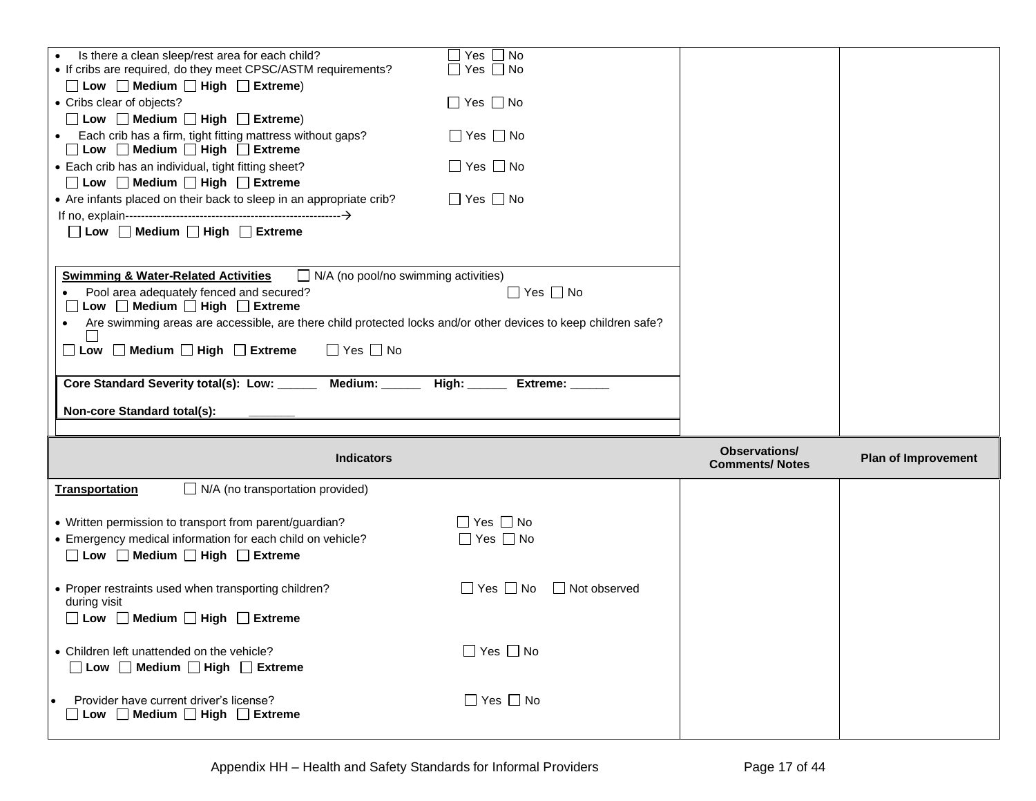| | | |
|---|---|---|
| • Is there a clean sleep/rest area for each child? ☐ Yes ☐ No<br>• If cribs are required, do they meet CPSC/ASTM requirements? ☐ Yes ☐ No<br>☐ **Low** ☐ **Medium** ☐ **High** ☐ **Extreme**)<br>• Cribs clear of objects? ☐ Yes ☐ No<br>☐ **Low** ☐ **Medium** ☐ **High** ☐ **Extreme**)<br>• Each crib has a firm, tight fitting mattress without gaps? ☐ Yes ☐ No<br>☐ **Low** ☐ **Medium** ☐ **High** ☐ **Extreme**<br>• Each crib has an individual, tight fitting sheet? ☐ Yes ☐ No<br>☐ **Low** ☐ **Medium** ☐ **High** ☐ **Extreme**<br>• Are infants placed on their back to sleep in an appropriate crib? ☐ Yes ☐ No<br>If no, explain------------------------------------------------------→<br>☐ **Low** ☐ **Medium** ☐ **High** ☐ **Extreme** | | |
| **Swimming & Water-Related Activities** ☐ N/A (no pool/no swimming activities)<br>• Pool area adequately fenced and secured? ☐ Yes ☐ No<br>☐ **Low** ☐ **Medium** ☐ **High** ☐ **Extreme**<br>• Are swimming areas are accessible, are there child protected locks and/or other devices to keep children safe? ☐<br>☐ **Low** ☐ **Medium** ☐ **High** ☐ **Extreme** ☐ Yes ☐ No | | |
| **Core Standard Severity total(s): Low: ______ Medium: ______ High: ______ Extreme: ______**<br><br>**Non-core Standard total(s): ______** | | |

| **Indicators** | **Observations/ Comments/ Notes** | **Plan of Improvement** |
|---|---|---|
| **Transportation** ☐ N/A (no transportation provided)<br><br>• Written permission to transport from parent/guardian? ☐ Yes ☐ No<br>• Emergency medical information for each child on vehicle? ☐ Yes ☐ No<br>☐ **Low** ☐ **Medium** ☐ **High** ☐ **Extreme**<br><br>• Proper restraints used when transporting children? ☐ Yes ☐ No ☐ Not observed during visit<br>☐ **Low** ☐ **Medium** ☐ **High** ☐ **Extreme**<br><br>• Children left unattended on the vehicle? ☐ Yes ☐ No<br>☐ **Low** ☐ **Medium** ☐ **High** ☐ **Extreme**<br><br>• Provider have current driver's license? ☐ Yes ☐ No<br>☐ **Low** ☐ **Medium** ☐ **High** ☐ **Extreme** | | |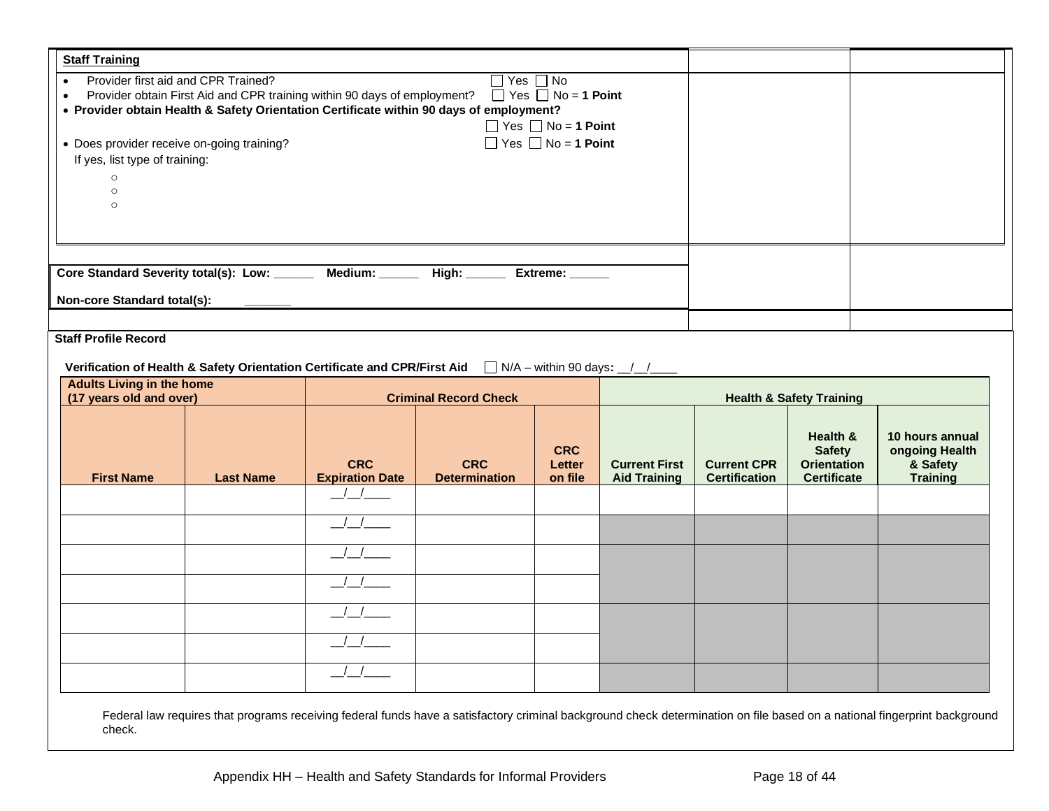| **Staff Training** | | |
|---|---|---|
| • Provider first aid and CPR Trained? ☐ Yes ☐ No<br>• Provider obtain First Aid and CPR training within 90 days of employment? ☐ Yes ☐ No = **1 Point**<br>• **Provider obtain Health & Safety Orientation Certificate within 90 days of employment?** ☐ Yes ☐ No = **1 Point**<br>• Does provider receive on-going training? ☐ Yes ☐ No = **1 Point**<br>If yes, list type of training:<br>○<br>○<br>○ | | |
| **Core Standard Severity total(s): Low:** ______ **Medium:** ______ **High:** ______ **Extreme:** ______<br><br>**Non-core Standard total(s):** _______ | | |

**Staff Profile Record**

**Verification of Health & Safety Orientation Certificate and CPR/First Aid** ☐ N/A – within 90 days**:** __/__/____

| Adults Living in the home (17 years old and over) | | Criminal Record Check | | | Health & Safety Training | | | |
|---|---|---|---|---|---|---|---|---|
| First Name | Last Name | CRC Expiration Date | CRC Determination | CRC Letter on file | Current First Aid Training | Current CPR Certification | Health & Safety Orientation Certificate | 10 hours annual ongoing Health & Safety Training |
| | | __/__/____ | | | | | | |
| | | __/__/____ | | | | | | |
| | | __/__/____ | | | | | | |
| | | __/__/____ | | | | | | |
| | | __/__/____ | | | | | | |
| | | __/__/____ | | | | | | |
| | | __/__/____ | | | | | | |

Federal law requires that programs receiving federal funds have a satisfactory criminal background check determination on file based on a national fingerprint background check.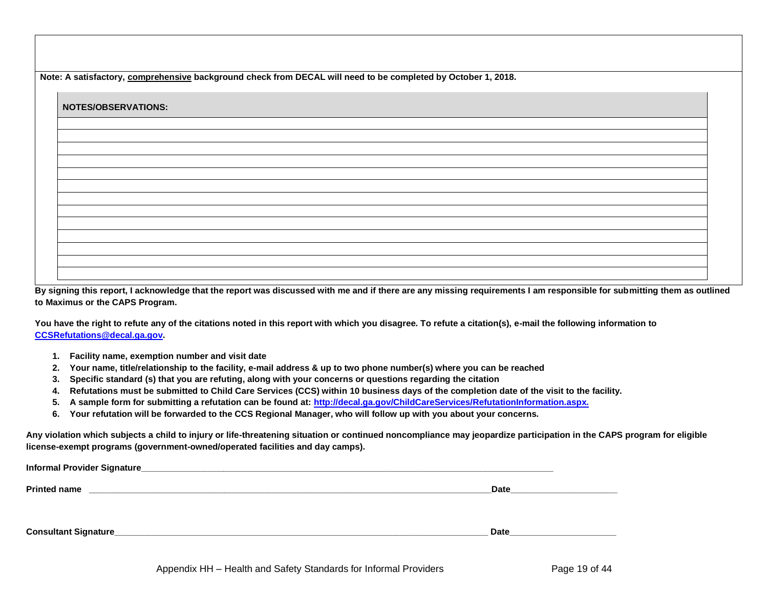**Note: A satisfactory, <u>comprehensive</u> background check from DECAL will need to be completed by October 1, 2018.**

| **NOTES/OBSERVATIONS:** |
|---|
| |
| |
| |
| |
| |
| |
| |
| |
| |
| |
| |
| |
| |

**By signing this report, I acknowledge that the report was discussed with me and if there are any missing requirements I am responsible for submitting them as outlined to Maximus or the CAPS Program.**

**You have the right to refute any of the citations noted in this report with which you disagree. To refute a citation(s), e-mail the following information to [CCSRefutations@decal.ga.gov](mailto:CCSRefutations@decal.ga.gov).**

1. **Facility name, exemption number and visit date**
2. **Your name, title/relationship to the facility, e-mail address & up to two phone number(s) where you can be reached**
3. **Specific standard (s) that you are refuting, along with your concerns or questions regarding the citation**
4. **Refutations must be submitted to Child Care Services (CCS) within 10 business days of the completion date of the visit to the facility.**
5. **A sample form for submitting a refutation can be found at: [http://decal.ga.gov/ChildCareServices/RefutationInformation.aspx.](http://decal.ga.gov/ChildCareServices/RefutationInformation.aspx)**
6. **Your refutation will be forwarded to the CCS Regional Manager, who will follow up with you about your concerns.**

**Any violation which subjects a child to injury or life-threatening situation or continued noncompliance may jeopardize participation in the CAPS program for eligible license-exempt programs (government-owned/operated facilities and day camps).**

**Informal Provider Signature**______________________________________________________________________________

**Printed name** ______________________________________________________________________________**Date**____________________

**Consultant Signature**________________________________________________________________________ **Date**____________________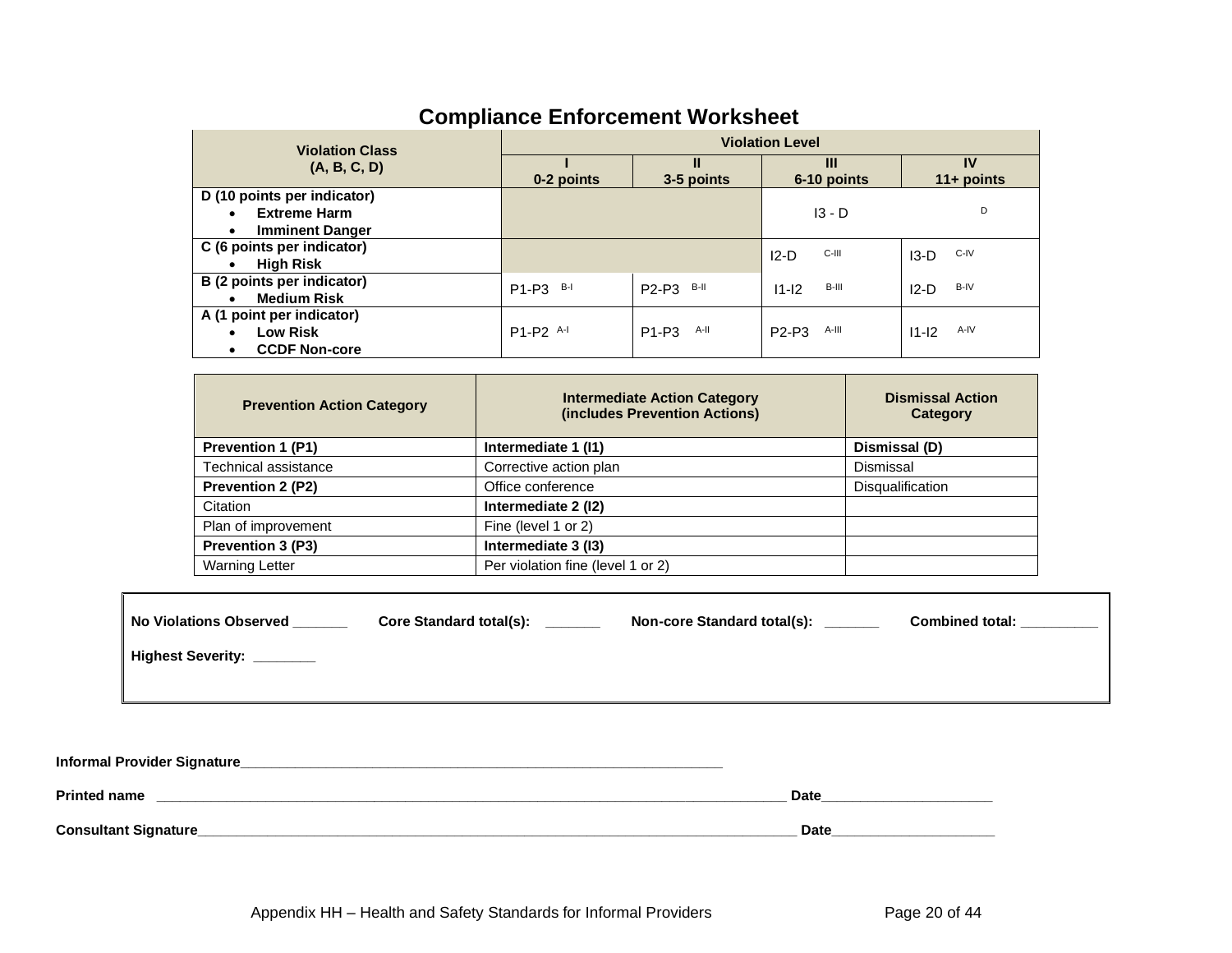# Compliance Enforcement Worksheet

| Violation Class (A, B, C, D) | Violation Level | | | |
|---|---|---|---|---|
| | I 0-2 points | II 3-5 points | III 6-10 points | IV 11+ points |
| **D (10 points per indicator)** <br> • **Extreme Harm** <br> • **Imminent Danger** | | | I3 - D | D |
| **C (6 points per indicator)** <br> • **High Risk** | | | I2-D C-III | I3-D C-IV |
| **B (2 points per indicator)** <br> • **Medium Risk** | P1-P3 B-I | P2-P3 B-II | I1-I2 B-III | I2-D B-IV |
| **A (1 point per indicator)** <br> • **Low Risk** <br> • **CCDF Non-core** | P1-P2 A-I | P1-P3 A-II | P2-P3 A-III | I1-I2 A-IV |

| Prevention Action Category | Intermediate Action Category (includes Prevention Actions) | Dismissal Action Category |
|---|---|---|
| **Prevention 1 (P1)** | **Intermediate 1 (I1)** | **Dismissal (D)** |
| Technical assistance | Corrective action plan | Dismissal |
| **Prevention 2 (P2)** | Office conference | Disqualification |
| Citation | **Intermediate 2 (I2)** | |
| Plan of improvement | Fine (level 1 or 2) | |
| **Prevention 3 (P3)** | **Intermediate 3 (I3)** | |
| Warning Letter | Per violation fine (level 1 or 2) | |

**No Violations Observed** _______ **Core Standard total(s):** _______ **Non-core Standard total(s):** _______ **Combined total:** __________

**Highest Severity:** ________

**Informal Provider Signature**_________________________________________________________________

**Printed name** _____________________________________________________________________________ **Date**______________________

**Consultant Signature**_______________________________________________________________________________ **Date**_____________________

Appendix HH – Health and Safety Standards for Informal Providers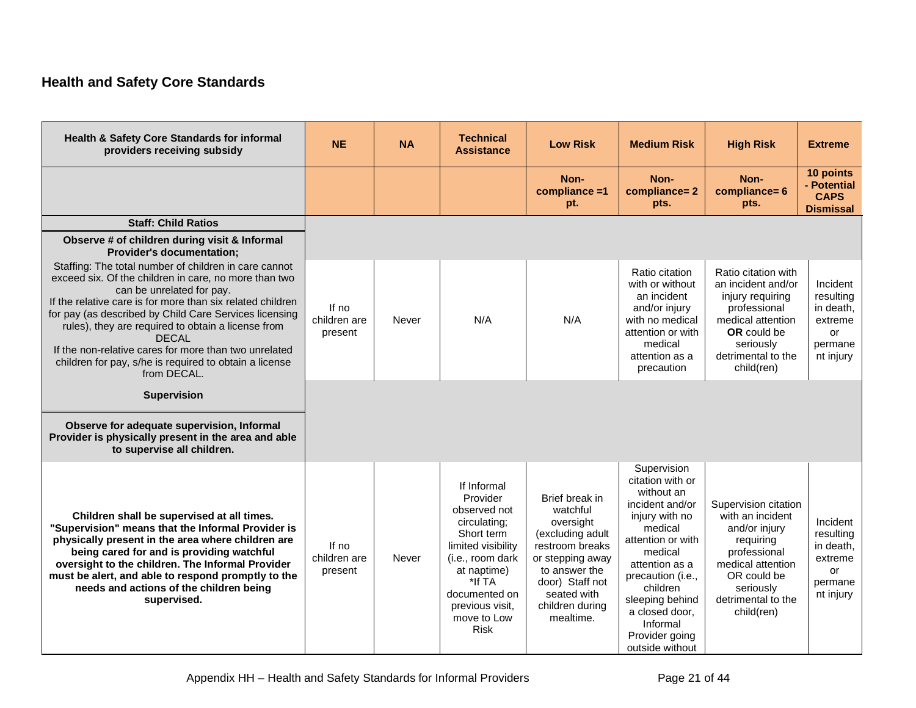## Health and Safety Core Standards

| Health & Safety Core Standards for informal providers receiving subsidy | NE | NA | Technical Assistance | Low Risk | Medium Risk | High Risk | Extreme |
|---|---|---|---|---|---|---|---|
| | | | | Non-compliance =1 pt. | Non-compliance= 2 pts. | Non-compliance= 6 pts. | 10 points - Potential CAPS Dismissal |
| **Staff: Child Ratios** | | | | | | | |
| **Observe # of children during visit & Informal Provider's documentation;** | | | | | | | |
| Staffing: The total number of children in care cannot exceed six. Of the children in care, no more than two can be unrelated for pay.<br>If the relative care is for more than six related children for pay (as described by Child Care Services licensing rules), they are required to obtain a license from DECAL<br>If the non-relative cares for more than two unrelated children for pay, s/he is required to obtain a license from DECAL. | If no children are present | Never | N/A | N/A | Ratio citation with or without an incident and/or injury with no medical attention or with medical attention as a precaution | Ratio citation with an incident and/or injury requiring professional medical attention **OR** could be seriously detrimental to the child(ren) | Incident resulting in death, extreme or permanent injury |
| **Supervision** | | | | | | | |
| **Observe for adequate supervision, Informal Provider is physically present in the area and able to supervise all children.** | | | | | | | |
| **Children shall be supervised at all times. "Supervision" means that the Informal Provider is physically present in the area where children are being cared for and is providing watchful oversight to the children. The Informal Provider must be alert, and able to respond promptly to the needs and actions of the children being supervised.** | If no children are present | Never | If Informal Provider observed not circulating; Short term limited visibility (i.e., room dark at naptime) *If TA documented on previous visit, move to Low Risk | Brief break in watchful oversight (excluding adult restroom breaks or stepping away to answer the door) Staff not seated with children during mealtime. | Supervision citation with or without an incident and/or injury with no medical attention or with medical attention as a precaution (i.e., children sleeping behind a closed door, Informal Provider going outside without | Supervision citation with an incident and/or injury requiring professional medical attention OR could be seriously detrimental to the child(ren) | Incident resulting in death, extreme or permanent injury |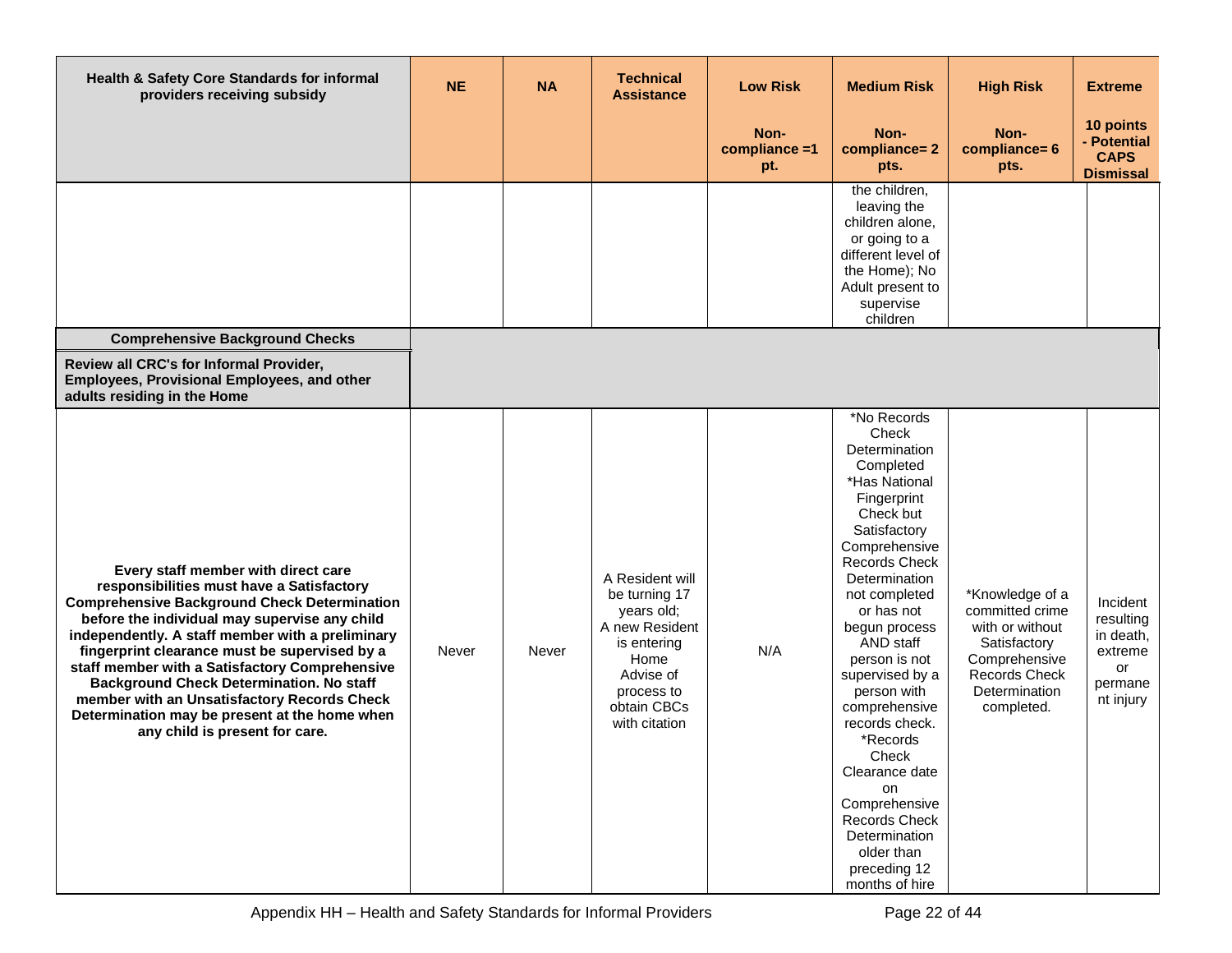| Health & Safety Core Standards for informal providers receiving subsidy | NE | NA | Technical Assistance | Low Risk<br><br>Non-compliance =1 pt. | Medium Risk<br><br>Non-compliance= 2 pts. | High Risk<br><br>Non-compliance= 6 pts. | Extreme<br><br>10 points - Potential CAPS Dismissal |
|---|---|---|---|---|---|---|---|
| | | | | | the children, leaving the children alone, or going to a different level of the Home); No Adult present to supervise children | | |
| **Comprehensive Background Checks** | | | | | | | |
| **Review all CRC's for Informal Provider, Employees, Provisional Employees, and other adults residing in the Home** | | | | | | | |
| **Every staff member with direct care responsibilities must have a Satisfactory Comprehensive Background Check Determination before the individual may supervise any child independently. A staff member with a preliminary fingerprint clearance must be supervised by a staff member with a Satisfactory Comprehensive Background Check Determination. No staff member with an Unsatisfactory Records Check Determination may be present at the home when any child is present for care.** | Never | Never | A Resident will be turning 17 years old; A new Resident is entering Home Advise of process to obtain CBCs with citation | N/A | *No Records Check Determination Completed *Has National Fingerprint Check but Satisfactory Comprehensive Records Check Determination not completed or has not begun process AND staff person is not supervised by a person with comprehensive records check. *Records Check Clearance date on Comprehensive Records Check Determination older than preceding 12 months of hire | *Knowledge of a committed crime with or without Satisfactory Comprehensive Records Check Determination completed. | Incident resulting in death, extreme or permanent injury |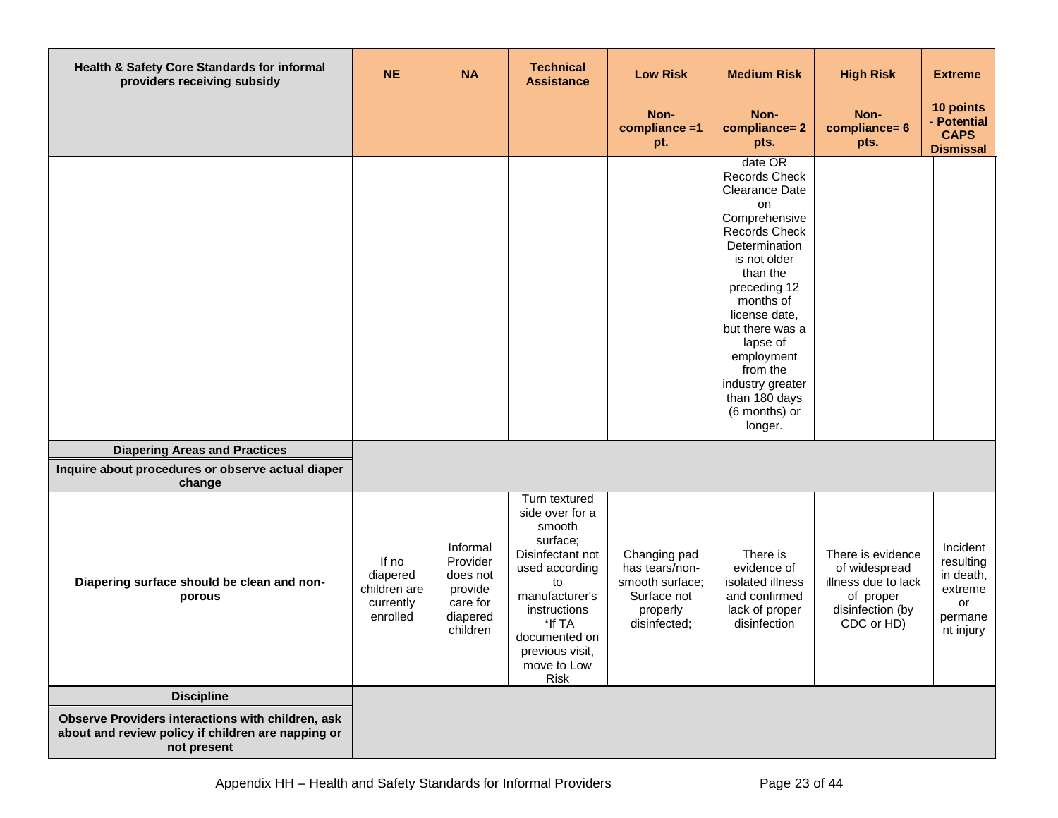| Health & Safety Core Standards for informal providers receiving subsidy | NE | NA | Technical Assistance | Low Risk<br>Non-compliance =1 pt. | Medium Risk<br>Non-compliance= 2 pts. | High Risk<br>Non-compliance= 6 pts. | Extreme<br>10 points - Potential CAPS Dismissal |
|---|---|---|---|---|---|---|---|
| | | | | | date OR Records Check Clearance Date on Comprehensive Records Check Determination is not older than the preceding 12 months of license date, but there was a lapse of employment from the industry greater than 180 days (6 months) or longer. | | |
| **Diapering Areas and Practices** | | | | | | | |
| **Inquire about procedures or observe actual diaper change** | | | | | | | |
| **Diapering surface should be clean and non-porous** | If no diapered children are currently enrolled | Informal Provider does not provide care for diapered children | Turn textured side over for a smooth surface; Disinfectant not used according to manufacturer's instructions *If TA documented on previous visit, move to Low Risk | Changing pad has tears/non-smooth surface; Surface not properly disinfected; | There is evidence of isolated illness and confirmed lack of proper disinfection | There is evidence of widespread illness due to lack of proper disinfection (by CDC or HD) | Incident resulting in death, extreme or permanent injury |
| **Discipline** | | | | | | | |
| **Observe Providers interactions with children, ask about and review policy if children are napping or not present** | | | | | | | |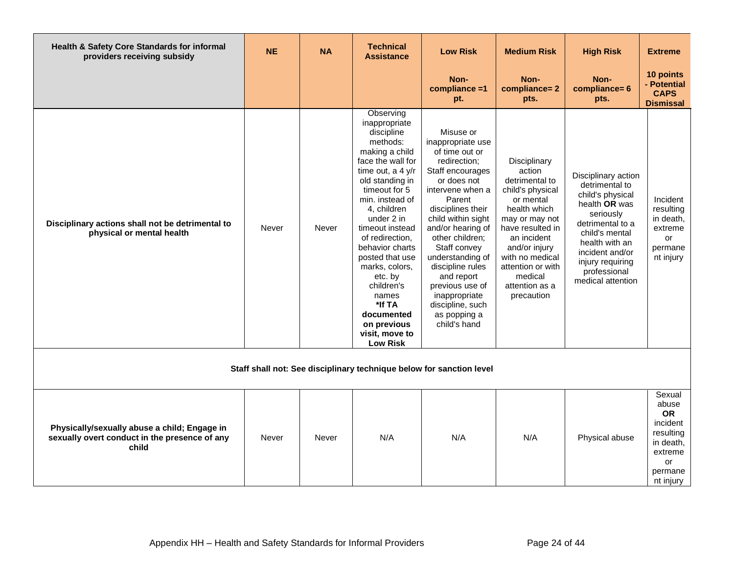| Health & Safety Core Standards for informal providers receiving subsidy | NE | NA | Technical Assistance | Low Risk<br><br>Non-compliance =1 pt. | Medium Risk<br><br>Non-compliance= 2 pts. | High Risk<br><br>Non-compliance= 6 pts. | Extreme<br><br>10 points - Potential CAPS Dismissal |
|---|---|---|---|---|---|---|---|
| **Disciplinary actions shall not be detrimental to physical or mental health** | Never | Never | Observing inappropriate discipline methods: making a child face the wall for time out, a 4 y/r old standing in timeout for 5 min. instead of 4, children under 2 in timeout instead of redirection, behavior charts posted that use marks, colors, etc. by children's names **\*If TA documented on previous visit, move to Low Risk** | Misuse or inappropriate use of time out or redirection; Staff encourages or does not intervene when a Parent disciplines their child within sight and/or hearing of other children; Staff convey understanding of discipline rules and report previous use of inappropriate discipline, such as popping a child's hand | Disciplinary action detrimental to child's physical or mental health which may or may not have resulted in an incident and/or injury with no medical attention or with medical attention as a precaution | Disciplinary action detrimental to child's physical health **OR** was seriously detrimental to a child's mental health with an incident and/or injury requiring professional medical attention | Incident resulting in death, extreme or permanent injury |
| **Staff shall not: See disciplinary technique below for sanction level** | | | | | | | |
| **Physically/sexually abuse a child; Engage in sexually overt conduct in the presence of any child** | Never | Never | N/A | N/A | N/A | Physical abuse | Sexual abuse **OR** incident resulting in death, extreme or permanent injury |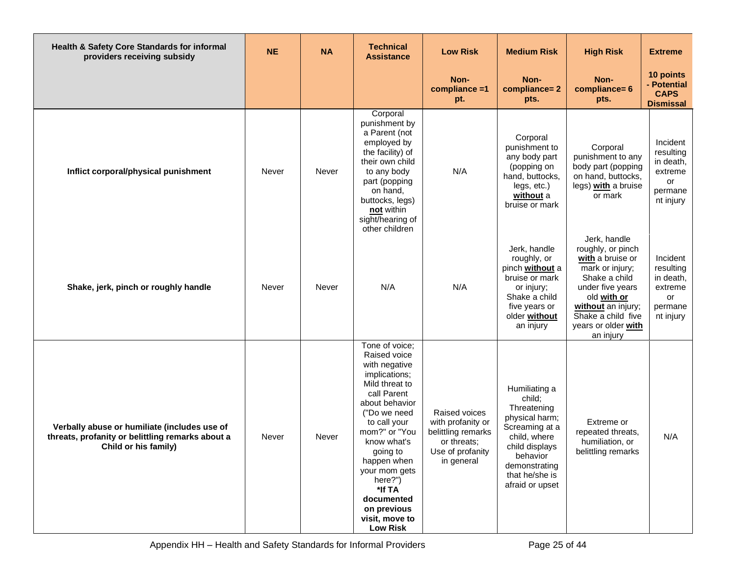| Health & Safety Core Standards for informal providers receiving subsidy | NE | NA | Technical Assistance | Low Risk<br>Non-compliance =1 pt. | Medium Risk<br>Non-compliance= 2 pts. | High Risk<br>Non-compliance= 6 pts. | Extreme<br>10 points - Potential CAPS Dismissal |
|---|---|---|---|---|---|---|---|
| **Inflict corporal/physical punishment** | Never | Never | Corporal punishment by a Parent (not employed by the facility) of their own child to any body part (popping on hand, buttocks, legs) **not** within sight/hearing of other children | N/A | Corporal punishment to any body part (popping on hand, buttocks, legs, etc.) **without** a bruise or mark | Corporal punishment to any body part (popping on hand, buttocks, legs) **with** a bruise or mark | Incident resulting in death, extreme or permanent injury |
| **Shake, jerk, pinch or roughly handle** | Never | Never | N/A | N/A | Jerk, handle roughly, or pinch **without** a bruise or mark or injury; Shake a child five years or older **without** an injury | Jerk, handle roughly, or pinch **with** a bruise or mark or injury; Shake a child under five years old **with or without** an injury; Shake a child five years or older **with** an injury | Incident resulting in death, extreme or permanent injury |
| **Verbally abuse or humiliate (includes use of threats, profanity or belittling remarks about a Child or his family)** | Never | Never | Tone of voice; Raised voice with negative implications; Mild threat to call Parent about behavior ("Do we need to call your mom?" or "You know what's going to happen when your mom gets here?") **\*If TA documented on previous visit, move to Low Risk** | Raised voices with profanity or belittling remarks or threats; Use of profanity in general | Humiliating a child; Threatening physical harm; Screaming at a child, where child displays behavior demonstrating that he/she is afraid or upset | Extreme or repeated threats, humiliation, or belittling remarks | N/A |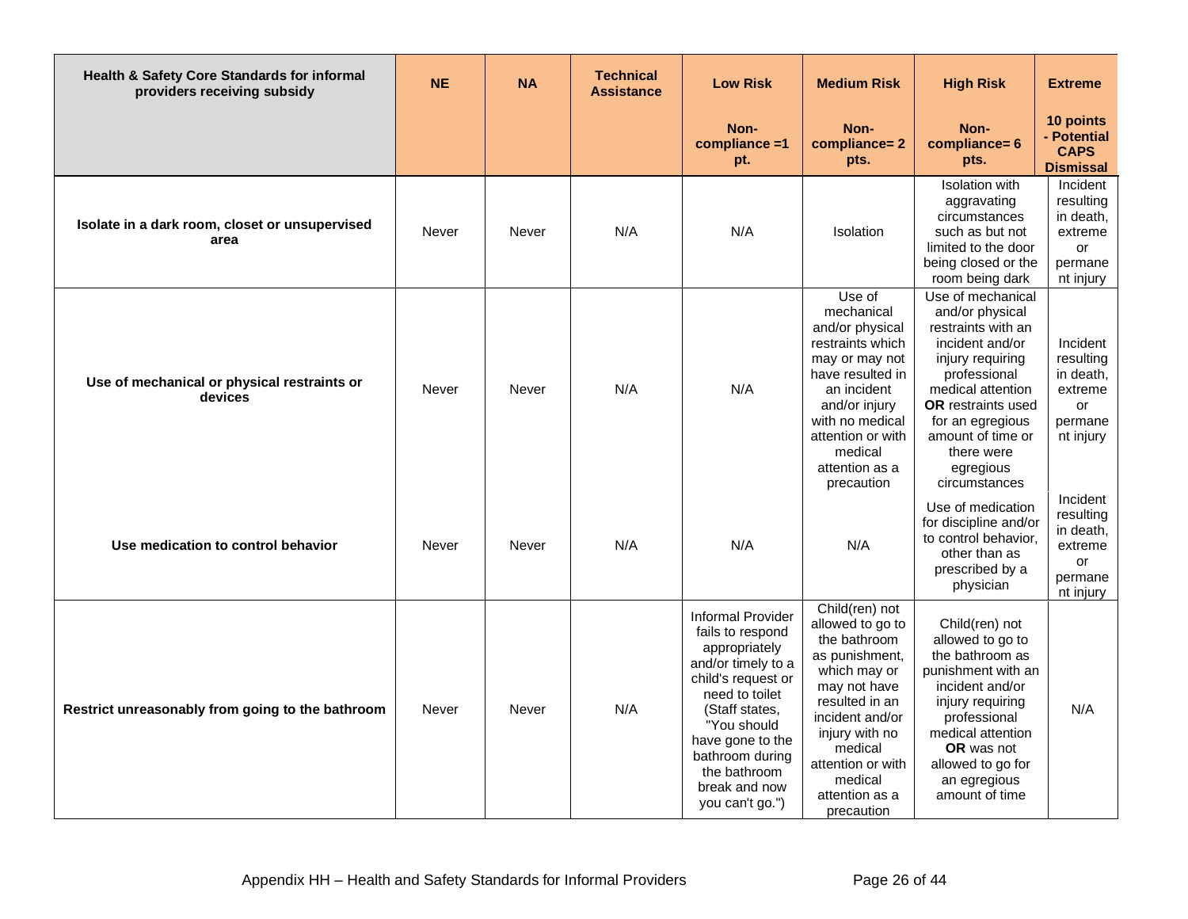| Health & Safety Core Standards for informal providers receiving subsidy | NE | NA | Technical Assistance | Low Risk | Medium Risk | High Risk | Extreme |
|---|---|---|---|---|---|---|---|
| | | | | Non-compliance =1 pt. | Non-compliance= 2 pts. | Non-compliance= 6 pts. | 10 points - Potential CAPS Dismissal |
| **Isolate in a dark room, closet or unsupervised area** | Never | Never | N/A | N/A | Isolation | Isolation with aggravating circumstances such as but not limited to the door being closed or the room being dark | Incident resulting in death, extreme or permanent injury |
| **Use of mechanical or physical restraints or devices** | Never | Never | N/A | N/A | Use of mechanical and/or physical restraints which may or may not have resulted in an incident and/or injury with no medical attention or with medical attention as a precaution | Use of mechanical and/or physical restraints with an incident and/or injury requiring professional medical attention **OR** restraints used for an egregious amount of time or there were egregious circumstances | Incident resulting in death, extreme or permanent injury |
| **Use medication to control behavior** | Never | Never | N/A | N/A | N/A | Use of medication for discipline and/or to control behavior, other than as prescribed by a physician | Incident resulting in death, extreme or permanent injury |
| **Restrict unreasonably from going to the bathroom** | Never | Never | N/A | Informal Provider fails to respond appropriately and/or timely to a child's request or need to toilet (Staff states, "You should have gone to the bathroom during the bathroom break and now you can't go.") | Child(ren) not allowed to go to the bathroom as punishment, which may or may not have resulted in an incident and/or injury with no medical attention or with medical attention as a precaution | Child(ren) not allowed to go to the bathroom as punishment with an incident and/or injury requiring professional medical attention **OR** was not allowed to go for an egregious amount of time | N/A |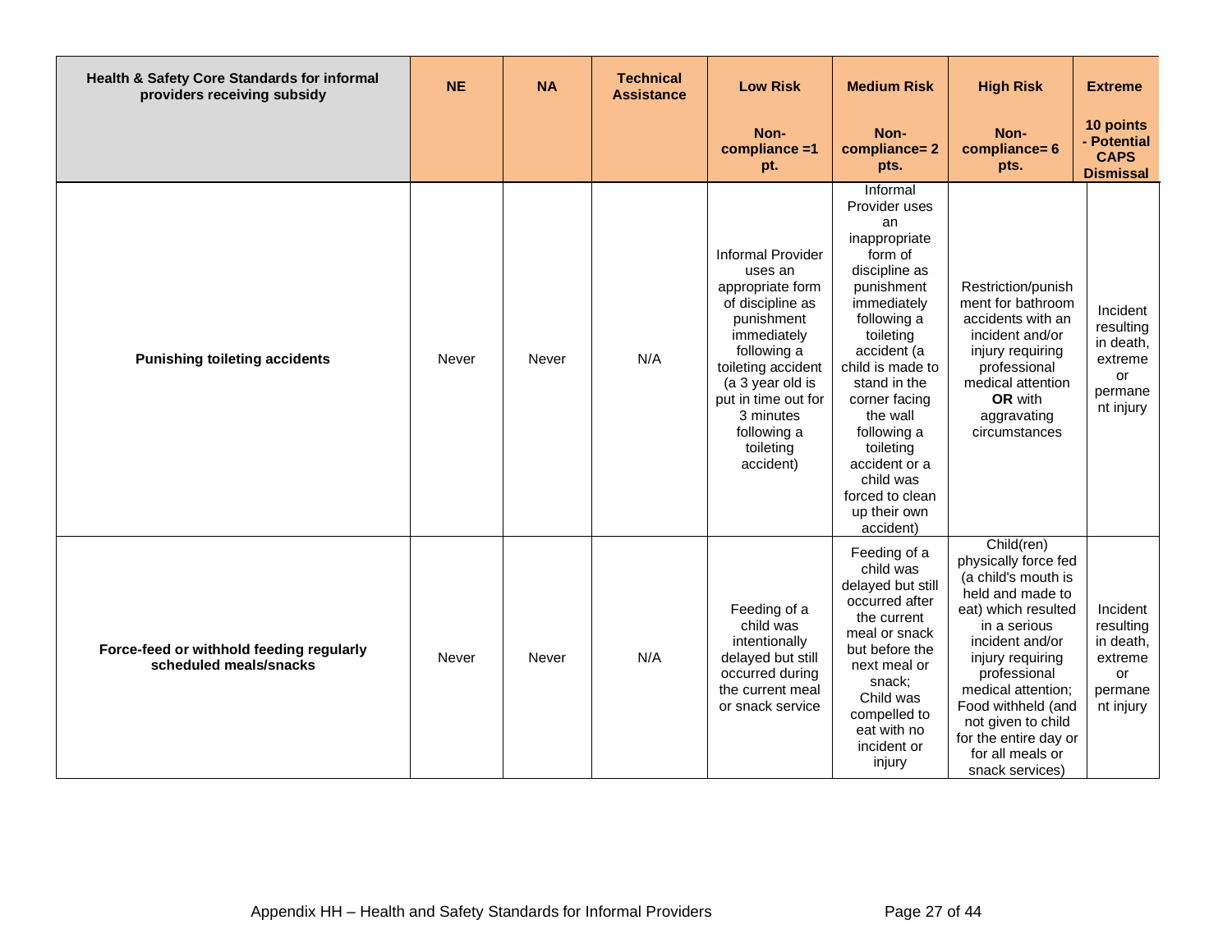| Health & Safety Core Standards for informal providers receiving subsidy | NE | NA | Technical Assistance | Low Risk<br><br>Non-compliance =1 pt. | Medium Risk<br><br>Non-compliance= 2 pts. | High Risk<br><br>Non-compliance= 6 pts. | Extreme<br><br>10 points - Potential CAPS Dismissal |
|---|---|---|---|---|---|---|---|
| **Punishing toileting accidents** | Never | Never | N/A | Informal Provider uses an appropriate form of discipline as punishment immediately following a toileting accident (a 3 year old is put in time out for 3 minutes following a toileting accident) | Informal Provider uses an inappropriate form of discipline as punishment immediately following a toileting accident (a child is made to stand in the corner facing the wall following a toileting accident or a child was forced to clean up their own accident) | Restriction/punishment for bathroom accidents with an incident and/or injury requiring professional medical attention **OR** with aggravating circumstances | Incident resulting in death, extreme or permanent injury |
| **Force-feed or withhold feeding regularly scheduled meals/snacks** | Never | Never | N/A | Feeding of a child was intentionally delayed but still occurred during the current meal or snack service | Feeding of a child was delayed but still occurred after the current meal or snack but before the next meal or snack; Child was compelled to eat with no incident or injury | Child(ren) physically force fed (a child's mouth is held and made to eat) which resulted in a serious incident and/or injury requiring professional medical attention; Food withheld (and not given to child for the entire day or for all meals or snack services) | Incident resulting in death, extreme or permanent injury |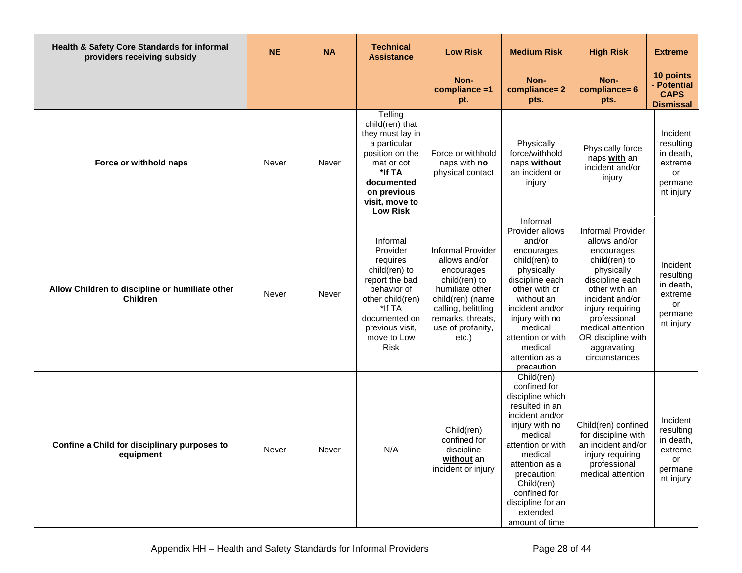| Health & Safety Core Standards for informal providers receiving subsidy | NE | NA | Technical Assistance | Low Risk | Medium Risk | High Risk | Extreme |
|---|---|---|---|---|---|---|---|
| | | | | Non-compliance =1 pt. | Non-compliance= 2 pts. | Non-compliance= 6 pts. | 10 points - Potential CAPS Dismissal |
| **Force or withhold naps** | Never | Never | Telling child(ren) that they must lay in a particular position on the mat or cot **\*If TA documented on previous visit, move to Low Risk** | Force or withhold naps with **no** physical contact | Physically force/withhold naps **without** an incident or injury | Physically force naps **with** an incident and/or injury | Incident resulting in death, extreme or permanent injury |
| **Allow Children to discipline or humiliate other Children** | Never | Never | Informal Provider requires child(ren) to report the bad behavior of other child(ren) *If TA documented on previous visit, move to Low Risk | Informal Provider allows and/or encourages child(ren) to humiliate other child(ren) (name calling, belittling remarks, threats, use of profanity, etc.) | Informal Provider allows and/or encourages child(ren) to physically discipline each other with or without an incident and/or injury with no medical attention or with medical attention as a precaution | Informal Provider allows and/or encourages child(ren) to physically discipline each other with an incident and/or injury requiring professional medical attention OR discipline with aggravating circumstances | Incident resulting in death, extreme or permanent injury |
| **Confine a Child for disciplinary purposes to equipment** | Never | Never | N/A | Child(ren) confined for discipline **without** an incident or injury | Child(ren) confined for discipline which resulted in an incident and/or injury with no medical attention or with medical attention as a precaution; Child(ren) confined for discipline for an extended amount of time | Child(ren) confined for discipline with an incident and/or injury requiring professional medical attention | Incident resulting in death, extreme or permanent injury |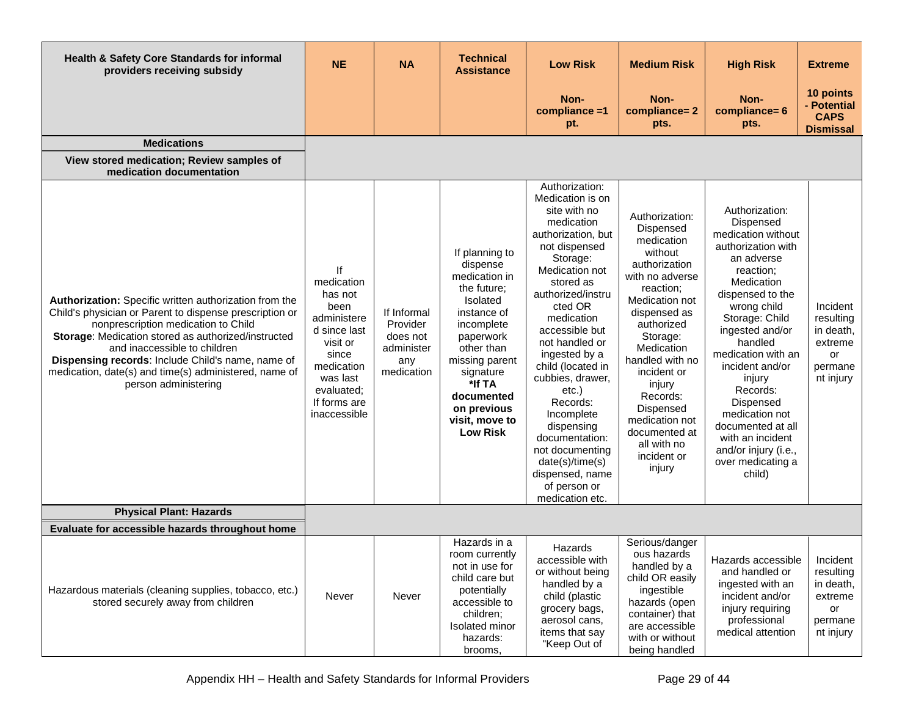| Health & Safety Core Standards for informal providers receiving subsidy | NE | NA | Technical Assistance | Low Risk<br><br>Non-compliance =1 pt. | Medium Risk<br><br>Non-compliance= 2 pts. | High Risk<br><br>Non-compliance= 6 pts. | Extreme<br><br>10 points - Potential CAPS Dismissal |
|---|---|---|---|---|---|---|---|
| **Medications** | | | | | | | |
| **View stored medication; Review samples of medication documentation** | | | | | | | |
| **Authorization:** Specific written authorization from the Child's physician or Parent to dispense prescription or nonprescription medication to Child<br>**Storage**: Medication stored as authorized/instructed and inaccessible to children<br>**Dispensing records**: Include Child's name, name of medication, date(s) and time(s) administered, name of person administering | If medication has not been administered since last visit or since medication was last evaluated; If forms are inaccessible | If Informal Provider does not administer any medication | If planning to dispense medication in the future; Isolated instance of incomplete paperwork other than missing parent signature **\*If TA documented on previous visit, move to Low Risk** | Authorization: Medication is on site with no medication authorization, but not dispensed Storage: Medication not stored as authorized/instructed OR medication accessible but not handled or ingested by a child (located in cubbies, drawer, etc.) Records: Incomplete dispensing documentation: not documenting date(s)/time(s) dispensed, name of person or medication etc. | Authorization: Dispensed medication without authorization with no adverse reaction; Medication not dispensed as authorized Storage: Medication handled with no incident or injury Records: Dispensed medication not documented at all with no incident or injury | Authorization: Dispensed medication without authorization with an adverse reaction; Medication dispensed to the wrong child Storage: Child ingested and/or handled medication with an incident and/or injury Records: Dispensed medication not documented at all with an incident and/or injury (i.e., over medicating a child) | Incident resulting in death, extreme or permanent injury |
| **Physical Plant: Hazards** | | | | | | | |
| **Evaluate for accessible hazards throughout home** | | | | | | | |
| Hazardous materials (cleaning supplies, tobacco, etc.) stored securely away from children | Never | Never | Hazards in a room currently not in use for child care but potentially accessible to children; Isolated minor hazards: brooms, | Hazards accessible with or without being handled by a child (plastic grocery bags, aerosol cans, items that say "Keep Out of | Serious/dangerous hazards handled by a child OR easily ingestible hazards (open container) that are accessible with or without being handled | Hazards accessible and handled or ingested with an incident and/or injury requiring professional medical attention | Incident resulting in death, extreme or permanent injury |

Appendix HH – Health and Safety Standards for Informal Providers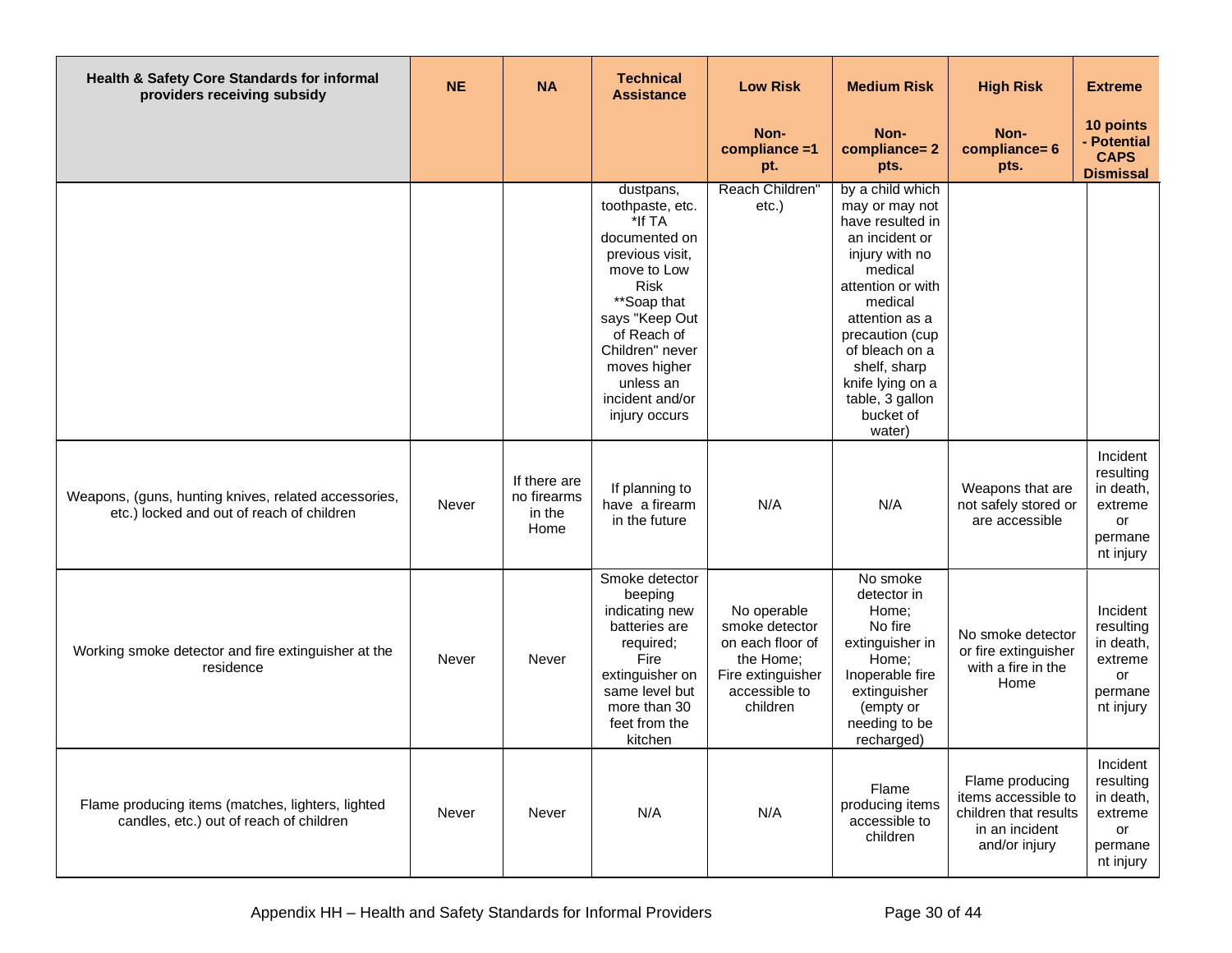| Health & Safety Core Standards for informal providers receiving subsidy | NE | NA | Technical Assistance | Low Risk Non-compliance =1 pt. | Medium Risk Non-compliance= 2 pts. | High Risk Non-compliance= 6 pts. | Extreme 10 points - Potential CAPS Dismissal |
|---|---|---|---|---|---|---|---|
| | | | dustpans, toothpaste, etc. *If TA documented on previous visit, move to Low Risk **Soap that says "Keep Out of Reach of Children" never moves higher unless an incident and/or injury occurs | Reach Children" etc.) | by a child which may or may not have resulted in an incident or injury with no medical attention or with medical attention as a precaution (cup of bleach on a shelf, sharp knife lying on a table, 3 gallon bucket of water) | | |
| Weapons, (guns, hunting knives, related accessories, etc.) locked and out of reach of children | Never | If there are no firearms in the Home | If planning to have a firearm in the future | N/A | N/A | Weapons that are not safely stored or are accessible | Incident resulting in death, extreme or permanent injury |
| Working smoke detector and fire extinguisher at the residence | Never | Never | Smoke detector beeping indicating new batteries are required; Fire extinguisher on same level but more than 30 feet from the kitchen | No operable smoke detector on each floor of the Home; Fire extinguisher accessible to children | No smoke detector in Home; No fire extinguisher in Home; Inoperable fire extinguisher (empty or needing to be recharged) | No smoke detector or fire extinguisher with a fire in the Home | Incident resulting in death, extreme or permanent injury |
| Flame producing items (matches, lighters, lighted candles, etc.) out of reach of children | Never | Never | N/A | N/A | Flame producing items accessible to children | Flame producing items accessible to children that results in an incident and/or injury | Incident resulting in death, extreme or permanent injury |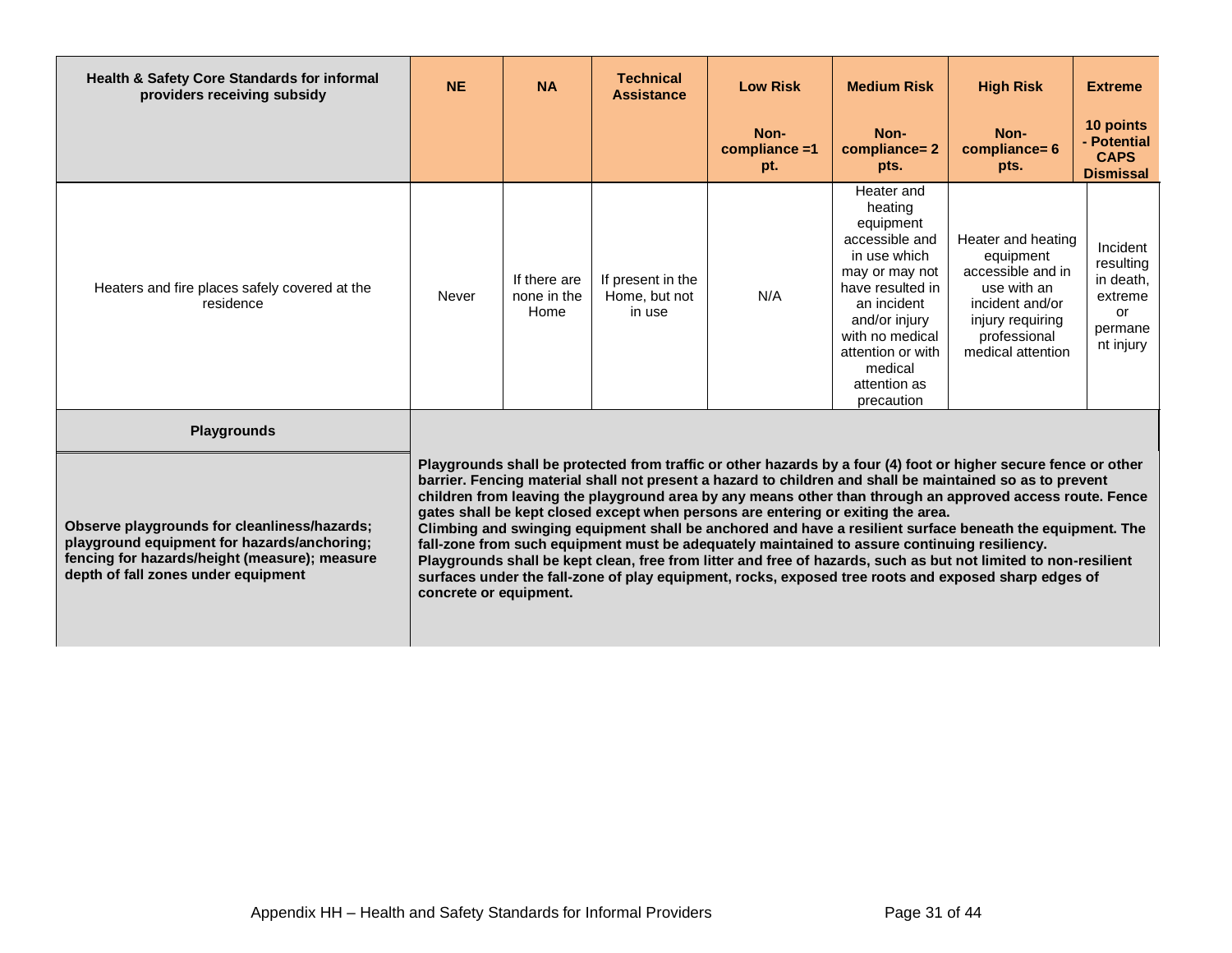| Health & Safety Core Standards for informal providers receiving subsidy | NE | NA | Technical Assistance | Low Risk<br><br>Non-compliance =1 pt. | Medium Risk<br><br>Non-compliance= 2 pts. | High Risk<br><br>Non-compliance= 6 pts. | Extreme<br><br>10 points - Potential CAPS Dismissal |
|---|---|---|---|---|---|---|---|
| Heaters and fire places safely covered at the residence | Never | If there are none in the Home | If present in the Home, but not in use | N/A | Heater and heating equipment accessible and in use which may or may not have resulted in an incident and/or injury with no medical attention or with medical attention as precaution | Heater and heating equipment accessible and in use with an incident and/or injury requiring professional medical attention | Incident resulting in death, extreme or permanent injury |
| **Playgrounds** | | | | | | | |
| **Observe playgrounds for cleanliness/hazards; playground equipment for hazards/anchoring; fencing for hazards/height (measure); measure depth of fall zones under equipment** | **Playgrounds shall be protected from traffic or other hazards by a four (4) foot or higher secure fence or other barrier. Fencing material shall not present a hazard to children and shall be maintained so as to prevent children from leaving the playground area by any means other than through an approved access route. Fence gates shall be kept closed except when persons are entering or exiting the area.**<br>**Climbing and swinging equipment shall be anchored and have a resilient surface beneath the equipment. The fall-zone from such equipment must be adequately maintained to assure continuing resiliency.**<br>**Playgrounds shall be kept clean, free from litter and free of hazards, such as but not limited to non-resilient surfaces under the fall-zone of play equipment, rocks, exposed tree roots and exposed sharp edges of concrete or equipment.** | | | | | | |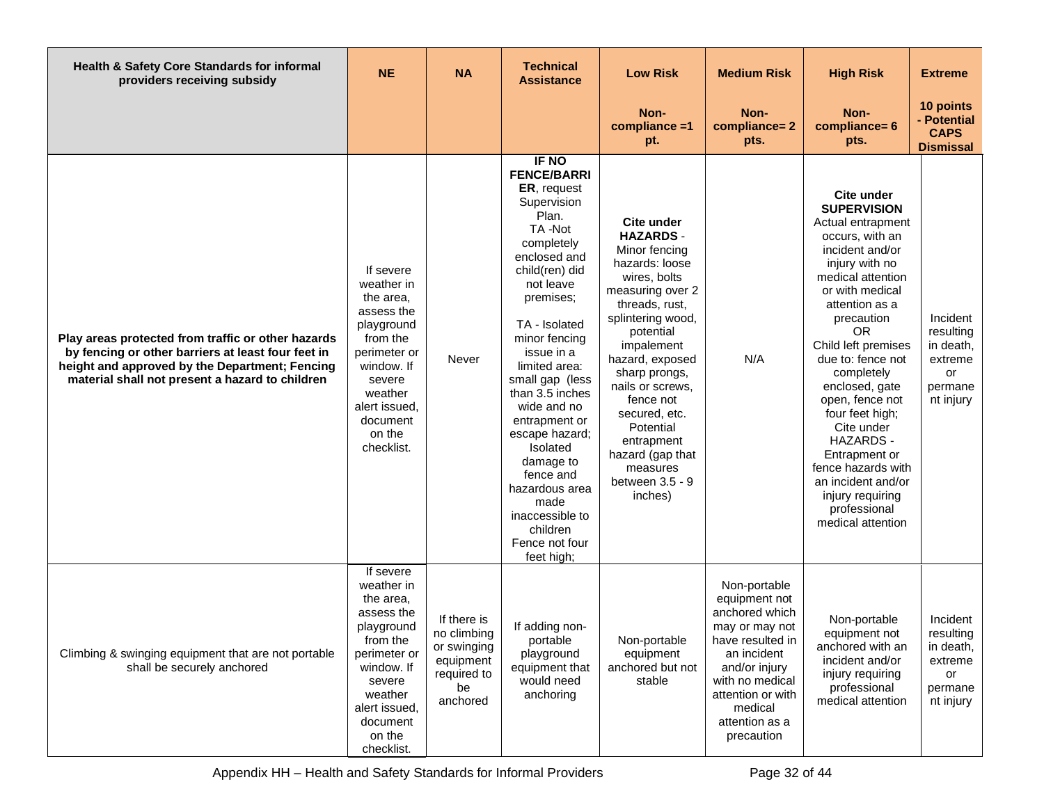| Health & Safety Core Standards for informal providers receiving subsidy | NE | NA | Technical Assistance | Low Risk<br><br>Non-compliance =1 pt. | Medium Risk<br><br>Non-compliance= 2 pts. | High Risk<br><br>Non-compliance= 6 pts. | Extreme<br><br>10 points - Potential CAPS Dismissal |
|---|---|---|---|---|---|---|---|
| **Play areas protected from traffic or other hazards by fencing or other barriers at least four feet in height and approved by the Department; Fencing material shall not present a hazard to children** | If severe weather in the area, assess the playground from the perimeter or window. If severe weather alert issued, document on the checklist. | Never | **IF NO FENCE/BARRIER**, request Supervision Plan.<br>TA -Not completely enclosed and child(ren) did not leave premises;<br><br>TA - Isolated minor fencing issue in a limited area: small gap (less than 3.5 inches wide and no entrapment or escape hazard; Isolated damage to fence and hazardous area made inaccessible to children Fence not four feet high; | **Cite under HAZARDS** - Minor fencing hazards: loose wires, bolts measuring over 2 threads, rust, splintering wood, potential impalement hazard, exposed sharp prongs, nails or screws, fence not secured, etc. Potential entrapment hazard (gap that measures between 3.5 - 9 inches) | N/A | **Cite under SUPERVISION** Actual entrapment occurs, with an incident and/or injury with no medical attention or with medical attention as a precaution<br>OR<br>Child left premises due to: fence not completely enclosed, gate open, fence not four feet high; Cite under HAZARDS - Entrapment or fence hazards with an incident and/or injury requiring professional medical attention | Incident resulting in death, extreme or permanent injury |
| Climbing & swinging equipment that are not portable shall be securely anchored | If severe weather in the area, assess the playground from the perimeter or window. If severe weather alert issued, document on the checklist. | If there is no climbing or swinging equipment required to be anchored | If adding non-portable playground equipment that would need anchoring | Non-portable equipment anchored but not stable | Non-portable equipment not anchored which may or may not have resulted in an incident and/or injury with no medical attention or with medical attention as a precaution | Non-portable equipment not anchored with an incident and/or injury requiring professional medical attention | Incident resulting in death, extreme or permanent injury |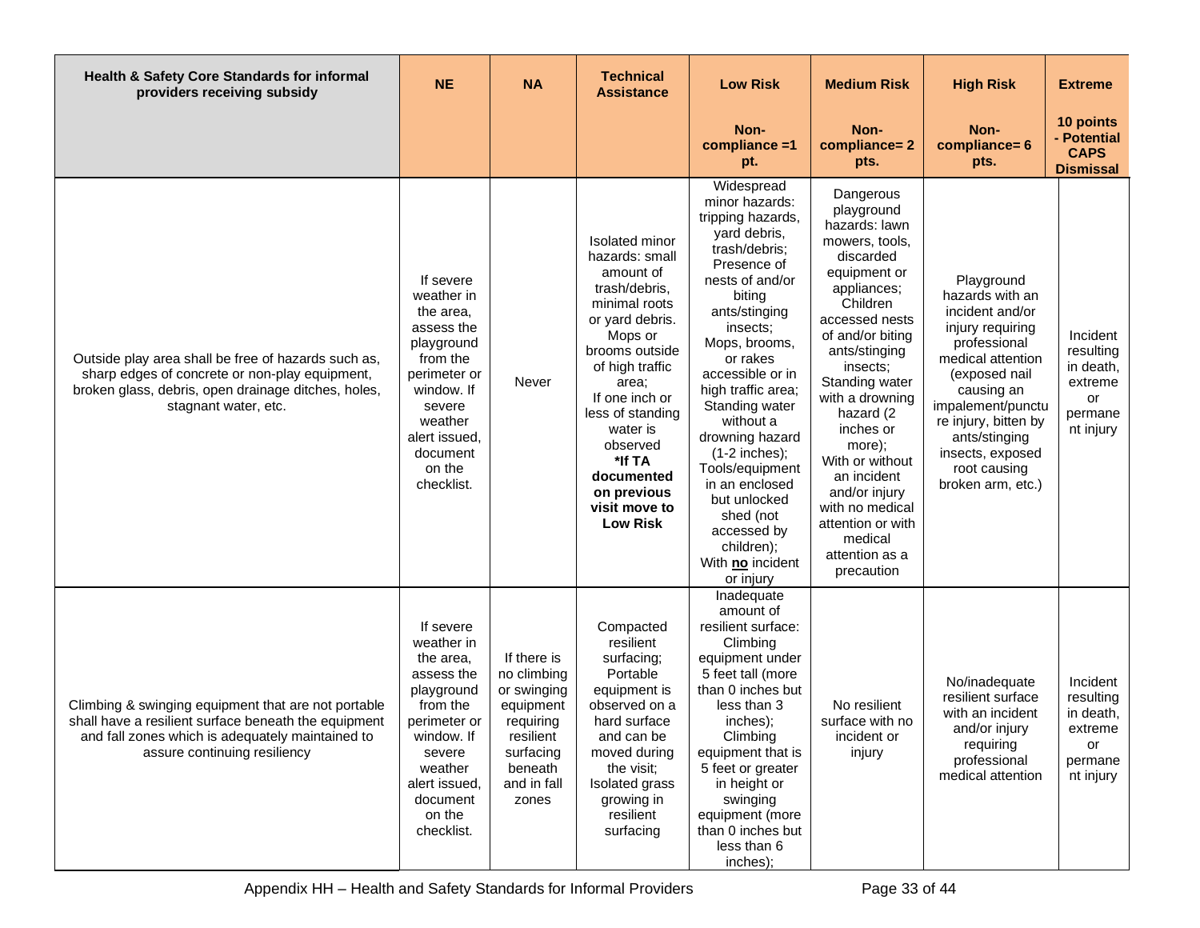| Health & Safety Core Standards for informal providers receiving subsidy | NE | NA | Technical Assistance | Low Risk<br><br>Non-compliance =1 pt. | Medium Risk<br><br>Non-compliance= 2 pts. | High Risk<br><br>Non-compliance= 6 pts. | Extreme<br><br>10 points - Potential CAPS Dismissal |
|---|---|---|---|---|---|---|---|
| Outside play area shall be free of hazards such as, sharp edges of concrete or non-play equipment, broken glass, debris, open drainage ditches, holes, stagnant water, etc. | If severe weather in the area, assess the playground from the perimeter or window. If severe weather alert issued, document on the checklist. | Never | Isolated minor hazards: small amount of trash/debris, minimal roots or yard debris. Mops or brooms outside of high traffic area; If one inch or less of standing water is observed **\*If TA documented on previous visit move to Low Risk** | Widespread minor hazards: tripping hazards, yard debris, trash/debris; Presence of nests of and/or biting ants/stinging insects; Mops, brooms, or rakes accessible or in high traffic area; Standing water without a drowning hazard (1-2 inches); Tools/equipment in an enclosed but unlocked shed (not accessed by children); With **no** incident or injury | Dangerous playground hazards: lawn mowers, tools, discarded equipment or appliances; Children accessed nests of and/or biting ants/stinging insects; Standing water with a drowning hazard (2 inches or more); With or without an incident and/or injury with no medical attention or with medical attention as a precaution | Playground hazards with an incident and/or injury requiring professional medical attention (exposed nail causing an impalement/puncture injury, bitten by ants/stinging insects, exposed root causing broken arm, etc.) | Incident resulting in death, extreme or permanent injury |
| Climbing & swinging equipment that are not portable shall have a resilient surface beneath the equipment and fall zones which is adequately maintained to assure continuing resiliency | If severe weather in the area, assess the playground from the perimeter or window. If severe weather alert issued, document on the checklist. | If there is no climbing or swinging equipment requiring resilient surfacing beneath and in fall zones | Compacted resilient surfacing; Portable equipment is observed on a hard surface and can be moved during the visit; Isolated grass growing in resilient surfacing | Inadequate amount of resilient surface: Climbing equipment under 5 feet tall (more than 0 inches but less than 3 inches); Climbing equipment that is 5 feet or greater in height or swinging equipment (more than 0 inches but less than 6 inches); | No resilient surface with no incident or injury | No/inadequate resilient surface with an incident and/or injury requiring professional medical attention | Incident resulting in death, extreme or permanent injury |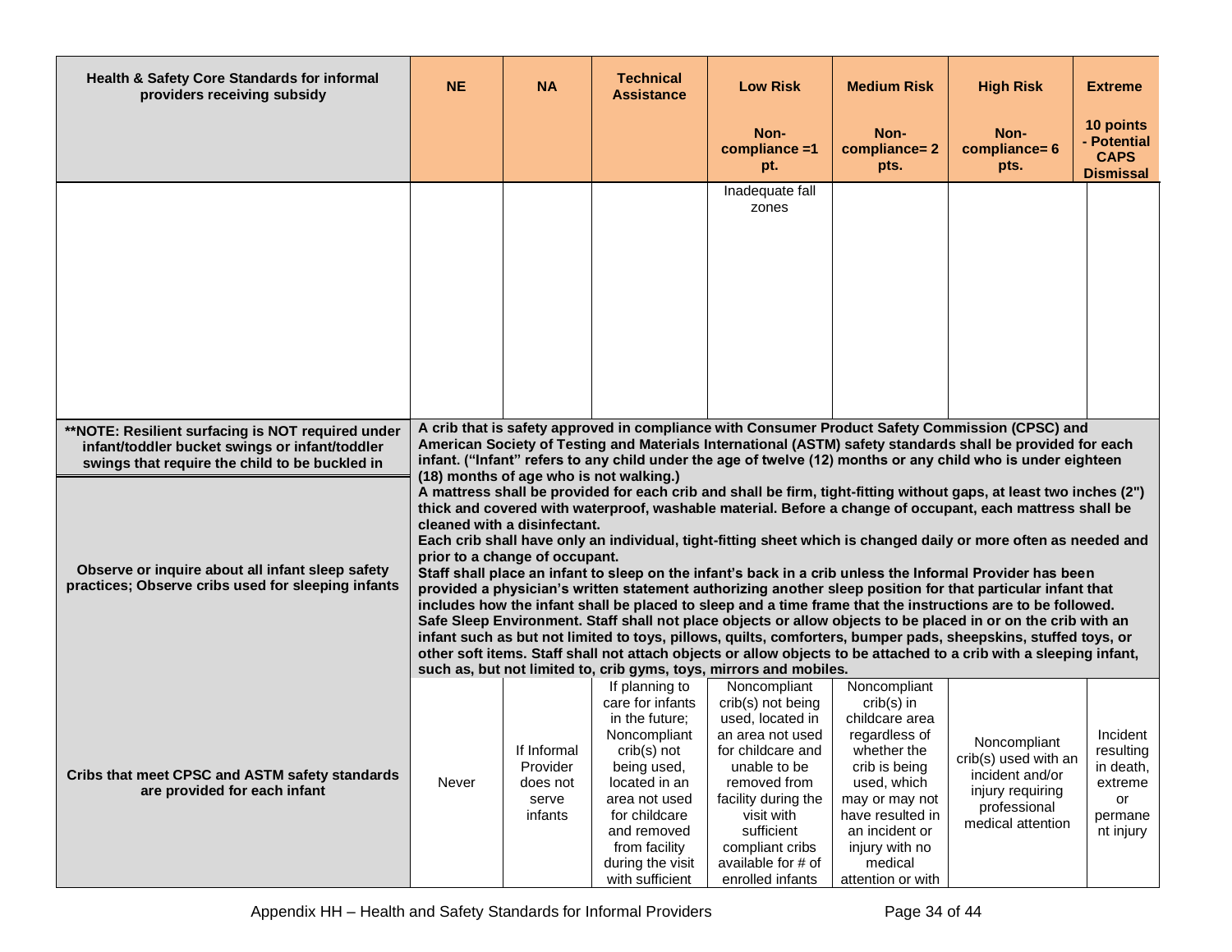| Health & Safety Core Standards for informal providers receiving subsidy | NE | NA | Technical Assistance | Low Risk<br><br>Non-compliance =1 pt. | Medium Risk<br><br>Non-compliance= 2 pts. | High Risk<br><br>Non-compliance= 6 pts. | Extreme<br><br>10 points - Potential CAPS Dismissal |
|---|---|---|---|---|---|---|---|
| | | | | Inadequate fall zones | | | |
| **NOTE: Resilient surfacing is NOT required under infant/toddler bucket swings or infant/toddler swings that require the child to be buckled in** | **A crib that is safety approved in compliance with Consumer Product Safety Commission (CPSC) and American Society of Testing and Materials International (ASTM) safety standards shall be provided for each infant. ("Infant" refers to any child under the age of twelve (12) months or any child who is under eighteen (18) months of age who is not walking.)** | | | | | | |
| **Observe or inquire about all infant sleep safety practices; Observe cribs used for sleeping infants** | **A mattress shall be provided for each crib and shall be firm, tight-fitting without gaps, at least two inches (2") thick and covered with waterproof, washable material. Before a change of occupant, each mattress shall be cleaned with a disinfectant.**<br>**Each crib shall have only an individual, tight-fitting sheet which is changed daily or more often as needed and prior to a change of occupant.**<br>**Staff shall place an infant to sleep on the infant's back in a crib unless the Informal Provider has been provided a physician's written statement authorizing another sleep position for that particular infant that includes how the infant shall be placed to sleep and a time frame that the instructions are to be followed.**<br>**Safe Sleep Environment. Staff shall not place objects or allow objects to be placed in or on the crib with an infant such as but not limited to toys, pillows, quilts, comforters, bumper pads, sheepskins, stuffed toys, or other soft items. Staff shall not attach objects or allow objects to be attached to a crib with a sleeping infant, such as, but not limited to, crib gyms, toys, mirrors and mobiles.** | | | | | | |
| **Cribs that meet CPSC and ASTM safety standards are provided for each infant** | Never | If Informal Provider does not serve infants | If planning to care for infants in the future; Noncompliant crib(s) not being used, located in an area not used for childcare and removed from facility during the visit with sufficient | Noncompliant crib(s) not being used, located in an area not used for childcare and unable to be removed from facility during the visit with sufficient compliant cribs available for # of enrolled infants | Noncompliant crib(s) in childcare area regardless of whether the crib is being used, which may or may not have resulted in an incident or injury with no medical attention or with | Noncompliant crib(s) used with an incident and/or injury requiring professional medical attention | Incident resulting in death, extreme or permanent injury |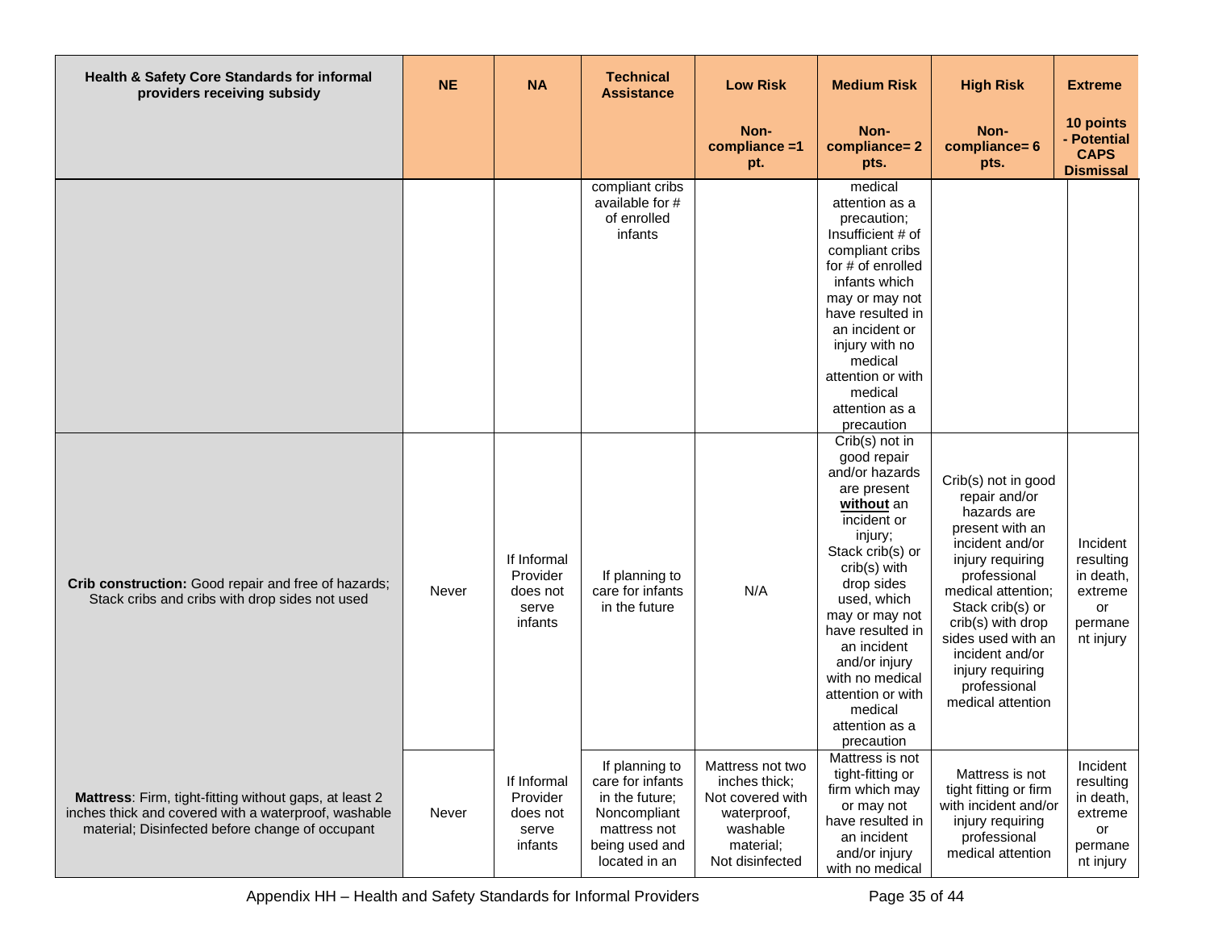| Health & Safety Core Standards for informal providers receiving subsidy | NE | NA | Technical Assistance | Low Risk<br><br>Non-compliance =1 pt. | Medium Risk<br><br>Non-compliance= 2 pts. | High Risk<br><br>Non-compliance= 6 pts. | Extreme<br><br>10 points - Potential CAPS Dismissal |
|---|---|---|---|---|---|---|---|
| | | | compliant cribs available for # of enrolled infants | | medical attention as a precaution; Insufficient # of compliant cribs for # of enrolled infants which may or may not have resulted in an incident or injury with no medical attention or with medical attention as a precaution | | |
| **Crib construction:** Good repair and free of hazards; Stack cribs and cribs with drop sides not used | Never | If Informal Provider does not serve infants | If planning to care for infants in the future | N/A | Crib(s) not in good repair and/or hazards are present **without** an incident or injury; Stack crib(s) or crib(s) with drop sides used, which may or may not have resulted in an incident and/or injury with no medical attention or with medical attention as a precaution | Crib(s) not in good repair and/or hazards are present with an incident and/or injury requiring professional medical attention; Stack crib(s) or crib(s) with drop sides used with an incident and/or injury requiring professional medical attention | Incident resulting in death, extreme or permanent injury |
| **Mattress**: Firm, tight-fitting without gaps, at least 2 inches thick and covered with a waterproof, washable material; Disinfected before change of occupant | Never | If Informal Provider does not serve infants | If planning to care for infants in the future; Noncompliant mattress not being used and located in an | Mattress not two inches thick; Not covered with waterproof, washable material; Not disinfected | Mattress is not tight-fitting or firm which may or may not have resulted in an incident and/or injury with no medical | Mattress is not tight fitting or firm with incident and/or injury requiring professional medical attention | Incident resulting in death, extreme or permanent injury |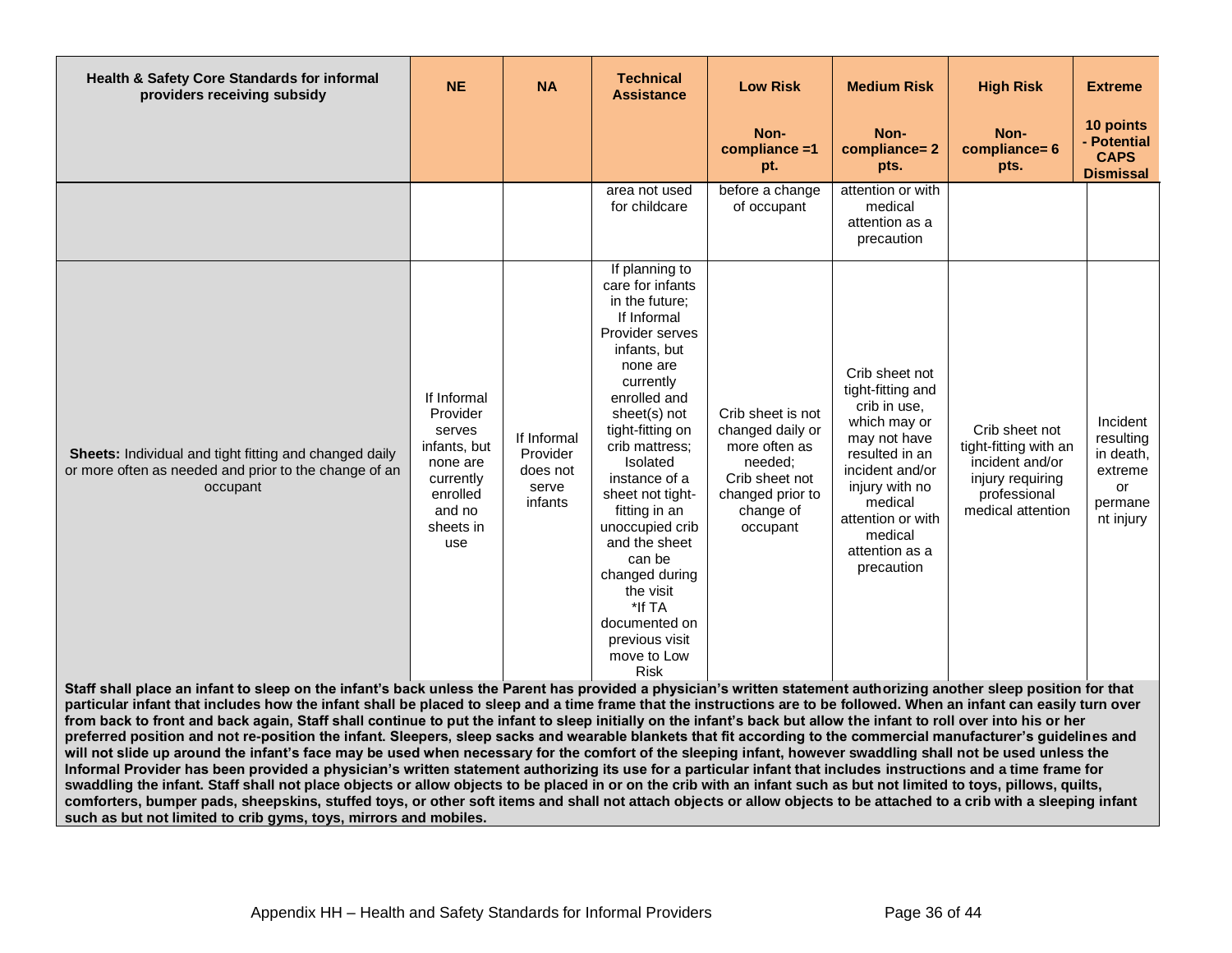| Health & Safety Core Standards for informal providers receiving subsidy | NE | NA | Technical Assistance | Low Risk<br>Non-compliance =1 pt. | Medium Risk<br>Non-compliance= 2 pts. | High Risk<br>Non-compliance= 6 pts. | Extreme<br>10 points - Potential CAPS Dismissal |
|---|---|---|---|---|---|---|---|
| | | | area not used for childcare | before a change of occupant | attention or with medical attention as a precaution | | |
| **Sheets:** Individual and tight fitting and changed daily or more often as needed and prior to the change of an occupant | If Informal Provider serves infants, but none are currently enrolled and no sheets in use | If Informal Provider does not serve infants | If planning to care for infants in the future; If Informal Provider serves infants, but none are currently enrolled and sheet(s) not tight-fitting on crib mattress; Isolated instance of a sheet not tight-fitting in an unoccupied crib and the sheet can be changed during the visit *If TA documented on previous visit move to Low Risk | Crib sheet is not changed daily or more often as needed; Crib sheet not changed prior to change of occupant | Crib sheet not tight-fitting and crib in use, which may or may not have resulted in an incident and/or injury with no medical attention or with medical attention as a precaution | Crib sheet not tight-fitting with an incident and/or injury requiring professional medical attention | Incident resulting in death, extreme or permanent injury |

**Staff shall place an infant to sleep on the infant's back unless the Parent has provided a physician's written statement authorizing another sleep position for that particular infant that includes how the infant shall be placed to sleep and a time frame that the instructions are to be followed. When an infant can easily turn over from back to front and back again, Staff shall continue to put the infant to sleep initially on the infant's back but allow the infant to roll over into his or her preferred position and not re-position the infant. Sleepers, sleep sacks and wearable blankets that fit according to the commercial manufacturer's guidelines and will not slide up around the infant's face may be used when necessary for the comfort of the sleeping infant, however swaddling shall not be used unless the Informal Provider has been provided a physician's written statement authorizing its use for a particular infant that includes instructions and a time frame for swaddling the infant. Staff shall not place objects or allow objects to be placed in or on the crib with an infant such as but not limited to toys, pillows, quilts, comforters, bumper pads, sheepskins, stuffed toys, or other soft items and shall not attach objects or allow objects to be attached to a crib with a sleeping infant such as but not limited to crib gyms, toys, mirrors and mobiles.**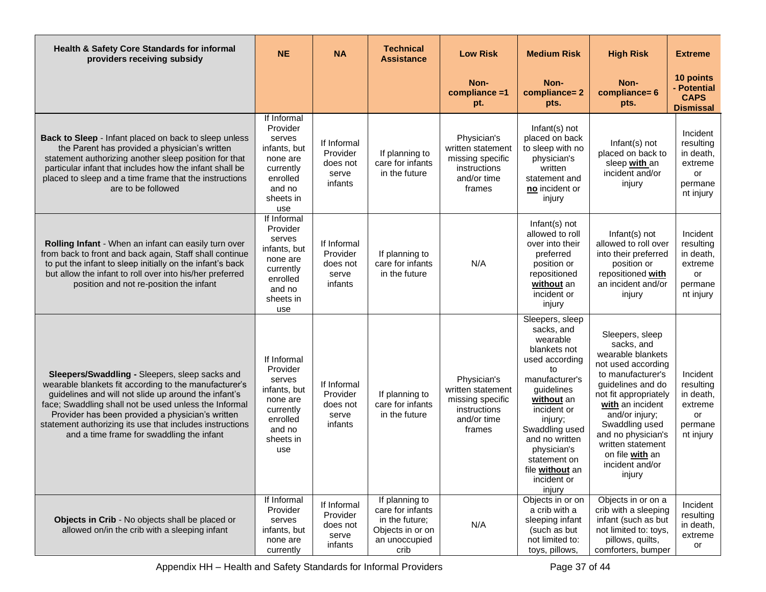| Health & Safety Core Standards for informal providers receiving subsidy | NE | NA | Technical Assistance | Low Risk | Medium Risk | High Risk | Extreme |
|---|---|---|---|---|---|---|---|
| | | | | Non-compliance =1 pt. | Non-compliance= 2 pts. | Non-compliance= 6 pts. | 10 points - Potential CAPS Dismissal |
| **Back to Sleep** - Infant placed on back to sleep unless the Parent has provided a physician's written statement authorizing another sleep position for that particular infant that includes how the infant shall be placed to sleep and a time frame that the instructions are to be followed | If Informal Provider serves infants, but none are currently enrolled and no sheets in use | If Informal Provider does not serve infants | If planning to care for infants in the future | Physician's written statement missing specific instructions and/or time frames | Infant(s) not placed on back to sleep with no physician's written statement and **no** incident or injury | Infant(s) not placed on back to sleep **with** an incident and/or injury | Incident resulting in death, extreme or permanent injury |
| **Rolling Infant** - When an infant can easily turn over from back to front and back again, Staff shall continue to put the infant to sleep initially on the infant's back but allow the infant to roll over into his/her preferred position and not re-position the infant | If Informal Provider serves infants, but none are currently enrolled and no sheets in use | If Informal Provider does not serve infants | If planning to care for infants in the future | N/A | Infant(s) not allowed to roll over into their preferred position or repositioned **without** an incident or injury | Infant(s) not allowed to roll over into their preferred position or repositioned **with** an incident and/or injury | Incident resulting in death, extreme or permanent injury |
| **Sleepers/Swaddling -** Sleepers, sleep sacks and wearable blankets fit according to the manufacturer's guidelines and will not slide up around the infant's face; Swaddling shall not be used unless the Informal Provider has been provided a physician's written statement authorizing its use that includes instructions and a time frame for swaddling the infant | If Informal Provider serves infants, but none are currently enrolled and no sheets in use | If Informal Provider does not serve infants | If planning to care for infants in the future | Physician's written statement missing specific instructions and/or time frames | Sleepers, sleep sacks, and wearable blankets not used according to manufacturer's guidelines **without** an incident or injury; Swaddling used and no written physician's statement on file **without** an incident or injury | Sleepers, sleep sacks, and wearable blankets not used according to manufacturer's guidelines and do not fit appropriately **with** an incident and/or injury; Swaddling used and no physician's written statement on file **with** an incident and/or injury | Incident resulting in death, extreme or permanent injury |
| **Objects in Crib** - No objects shall be placed or allowed on/in the crib with a sleeping infant | If Informal Provider serves infants, but none are currently | If Informal Provider does not serve infants | If planning to care for infants in the future; Objects in or on an unoccupied crib | N/A | Objects in or on a crib with a sleeping infant (such as but not limited to: toys, pillows, | Objects in or on a crib with a sleeping infant (such as but not limited to: toys, pillows, quilts, comforters, bumper | Incident resulting in death, extreme or |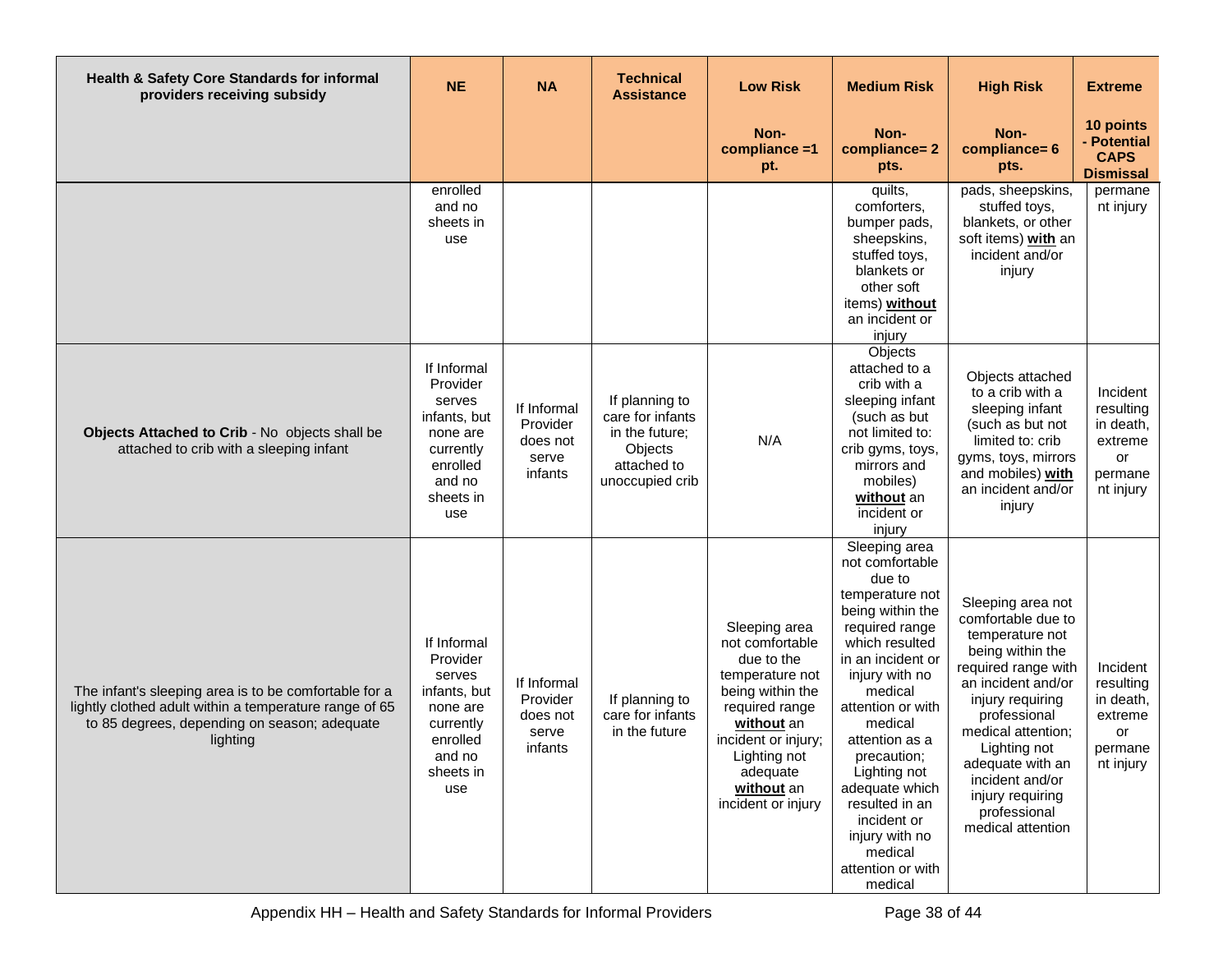| Health & Safety Core Standards for informal providers receiving subsidy | NE | NA | Technical Assistance | Low Risk | Medium Risk | High Risk | Extreme |
|---|---|---|---|---|---|---|---|
| | | | | Non-compliance =1 pt. | Non-compliance= 2 pts. | Non-compliance= 6 pts. | 10 points - Potential CAPS Dismissal |
| | enrolled and no sheets in use | | | | quilts, comforters, bumper pads, sheepskins, stuffed toys, blankets or other soft items) **without** an incident or injury | pads, sheepskins, stuffed toys, blankets, or other soft items) **with** an incident and/or injury | permanent injury |
| **Objects Attached to Crib** - No objects shall be attached to crib with a sleeping infant | If Informal Provider serves infants, but none are currently enrolled and no sheets in use | If Informal Provider does not serve infants | If planning to care for infants in the future; Objects attached to unoccupied crib | N/A | Objects attached to a crib with a sleeping infant (such as but not limited to: crib gyms, toys, mirrors and mobiles) **without** an incident or injury | Objects attached to a crib with a sleeping infant (such as but not limited to: crib gyms, toys, mirrors and mobiles) **with** an incident and/or injury | Incident resulting in death, extreme or permanent injury |
| The infant's sleeping area is to be comfortable for a lightly clothed adult within a temperature range of 65 to 85 degrees, depending on season; adequate lighting | If Informal Provider serves infants, but none are currently enrolled and no sheets in use | If Informal Provider does not serve infants | If planning to care for infants in the future | Sleeping area not comfortable due to the temperature not being within the required range **without** an incident or injury; Lighting not adequate **without** an incident or injury | Sleeping area not comfortable due to temperature not being within the required range which resulted in an incident or injury with no medical attention or with medical attention as a precaution; Lighting not adequate which resulted in an incident or injury with no medical attention or with medical | Sleeping area not comfortable due to temperature not being within the required range with an incident and/or injury requiring professional medical attention; Lighting not adequate with an incident and/or injury requiring professional medical attention | Incident resulting in death, extreme or permanent injury |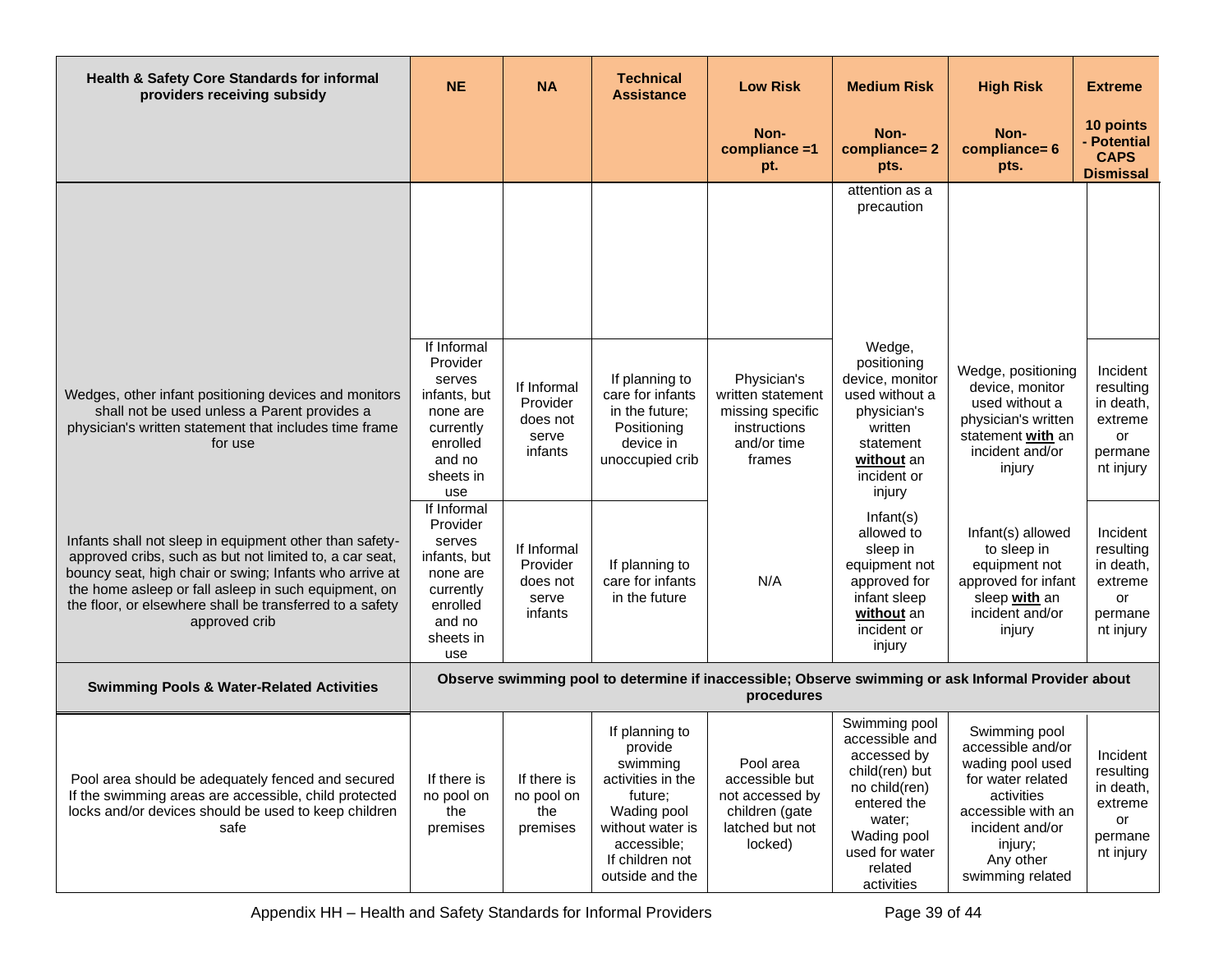| Health & Safety Core Standards for informal providers receiving subsidy | NE | NA | Technical Assistance | Low Risk<br>Non-compliance =1 pt. | Medium Risk<br>Non-compliance= 2 pts. | High Risk<br>Non-compliance= 6 pts. | Extreme<br>10 points - Potential CAPS Dismissal |
|---|---|---|---|---|---|---|---|
| | | | | | attention as a precaution | | |
| Wedges, other infant positioning devices and monitors shall not be used unless a Parent provides a physician's written statement that includes time frame for use | If Informal Provider serves infants, but none are currently enrolled and no sheets in use | If Informal Provider does not serve infants | If planning to care for infants in the future; Positioning device in unoccupied crib | Physician's written statement missing specific instructions and/or time frames | Wedge, positioning device, monitor used without a physician's written statement **without** an incident or injury | Wedge, positioning device, monitor used without a physician's written statement **with** an incident and/or injury | Incident resulting in death, extreme or permanent injury |
| Infants shall not sleep in equipment other than safety-approved cribs, such as but not limited to, a car seat, bouncy seat, high chair or swing; Infants who arrive at the home asleep or fall asleep in such equipment, on the floor, or elsewhere shall be transferred to a safety approved crib | If Informal Provider serves infants, but none are currently enrolled and no sheets in use | If Informal Provider does not serve infants | If planning to care for infants in the future | N/A | Infant(s) allowed to sleep in equipment not approved for infant sleep **without** an incident or injury | Infant(s) allowed to sleep in equipment not approved for infant sleep **with** an incident and/or injury | Incident resulting in death, extreme or permanent injury |
| **Swimming Pools & Water-Related Activities** | **Observe swimming pool to determine if inaccessible; Observe swimming or ask Informal Provider about procedures** | | | | | | |
| Pool area should be adequately fenced and secured If the swimming areas are accessible, child protected locks and/or devices should be used to keep children safe | If there is no pool on the premises | If there is no pool on the premises | If planning to provide swimming activities in the future; Wading pool without water is accessible; If children not outside and the | Pool area accessible but not accessed by children (gate latched but not locked) | Swimming pool accessible and accessed by child(ren) but no child(ren) entered the water; Wading pool used for water related activities | Swimming pool accessible and/or wading pool used for water related activities accessible with an incident and/or injury; Any other swimming related | Incident resulting in death, extreme or permanent injury |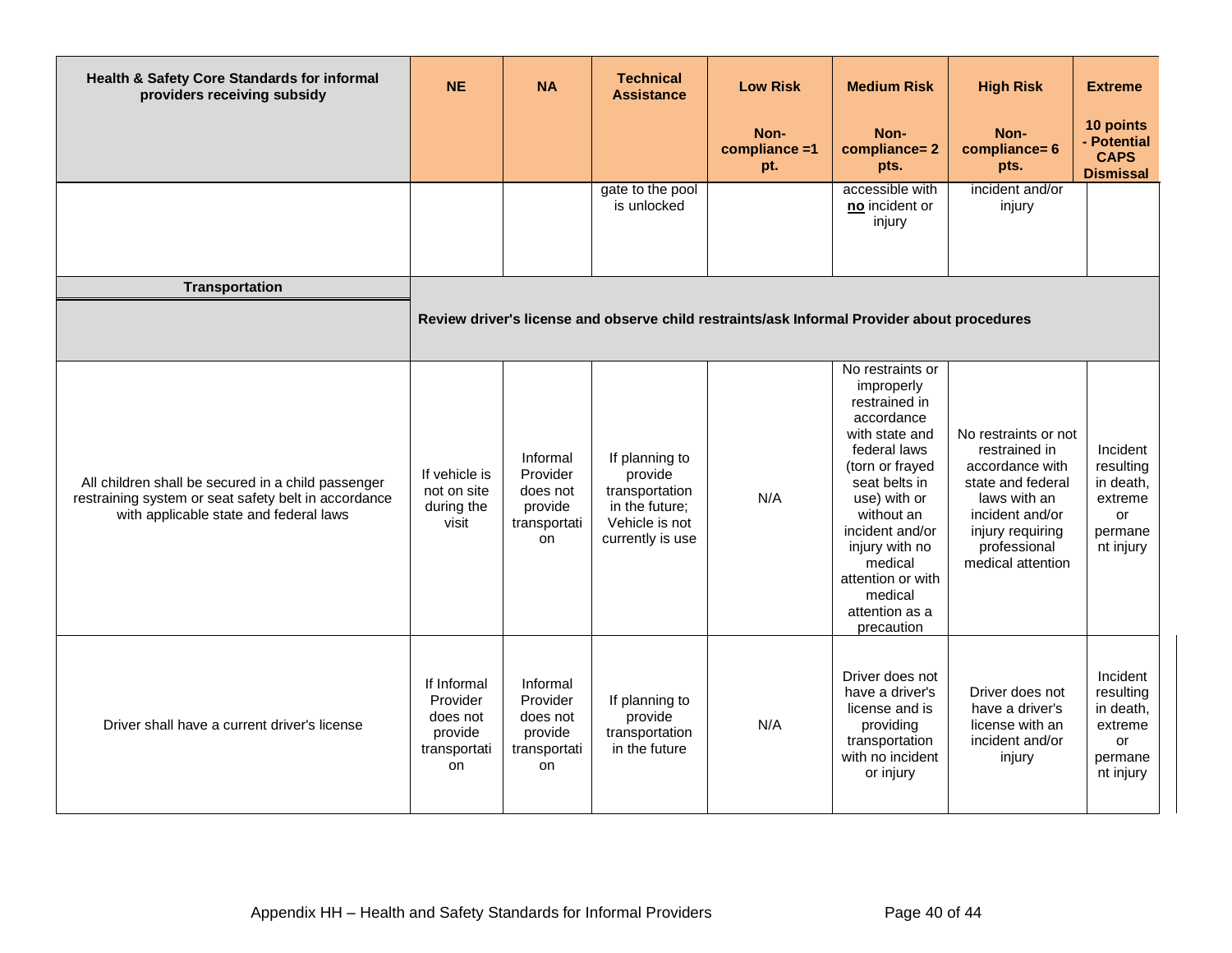| Health & Safety Core Standards for informal providers receiving subsidy | NE | NA | Technical Assistance | Low Risk<br>Non-compliance =1 pt. | Medium Risk<br>Non-compliance= 2 pts. | High Risk<br>Non-compliance= 6 pts. | Extreme<br>10 points - Potential CAPS Dismissal |
|---|---|---|---|---|---|---|---|
| | | | gate to the pool is unlocked | | accessible with **no** incident or injury | incident and/or injury | |
| **Transportation** | **Review driver's license and observe child restraints/ask Informal Provider about procedures** | | | | | | |
| All children shall be secured in a child passenger restraining system or seat safety belt in accordance with applicable state and federal laws | If vehicle is not on site during the visit | Informal Provider does not provide transportation | If planning to provide transportation in the future; Vehicle is not currently is use | N/A | No restraints or improperly restrained in accordance with state and federal laws (torn or frayed seat belts in use) with or without an incident and/or injury with no medical attention or with medical attention as a precaution | No restraints or not restrained in accordance with state and federal laws with an incident and/or injury requiring professional medical attention | Incident resulting in death, extreme or permanent injury |
| Driver shall have a current driver's license | If Informal Provider does not provide transportation | Informal Provider does not provide transportation | If planning to provide transportation in the future | N/A | Driver does not have a driver's license and is providing transportation with no incident or injury | Driver does not have a driver's license with an incident and/or injury | Incident resulting in death, extreme or permanent injury |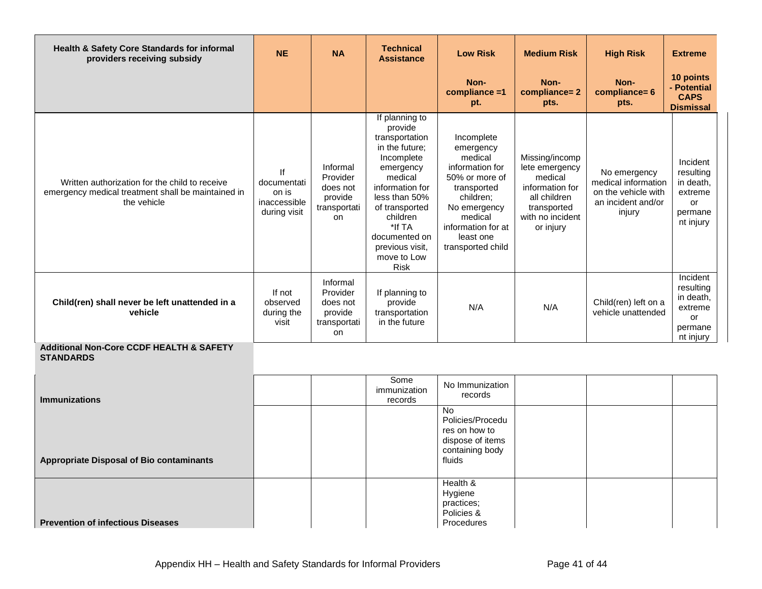| Health & Safety Core Standards for informal providers receiving subsidy | NE | NA | Technical Assistance | Low Risk<br>Non-compliance =1 pt. | Medium Risk<br>Non-compliance= 2 pts. | High Risk<br>Non-compliance= 6 pts. | Extreme<br>10 points - Potential CAPS Dismissal |
|---|---|---|---|---|---|---|---|
| Written authorization for the child to receive emergency medical treatment shall be maintained in the vehicle | If documentation is inaccessible during visit | Informal Provider does not provide transportation | If planning to provide transportation in the future; Incomplete emergency medical information for less than 50% of transported children *If TA documented on previous visit, move to Low Risk | Incomplete emergency medical information for 50% or more of transported children; No emergency medical information for at least one transported child | Missing/incomplete emergency medical information for all children transported with no incident or injury | No emergency medical information on the vehicle with an incident and/or injury | Incident resulting in death, extreme or permanent injury |
| **Child(ren) shall never be left unattended in a vehicle** | If not observed during the visit | Informal Provider does not provide transportation | If planning to provide transportation in the future | N/A | N/A | Child(ren) left on a vehicle unattended | Incident resulting in death, extreme or permanent injury |
| **Additional Non-Core CCDF HEALTH & SAFETY STANDARDS** | | | | | | | |
| **Immunizations** | | | Some immunization records | No Immunization records | | | |
| **Appropriate Disposal of Bio contaminants** | | | | No Policies/Procedures on how to dispose of items containing body fluids | | | |
| **Prevention of infectious Diseases** | | | | Health & Hygiene practices; Policies & Procedures | | | |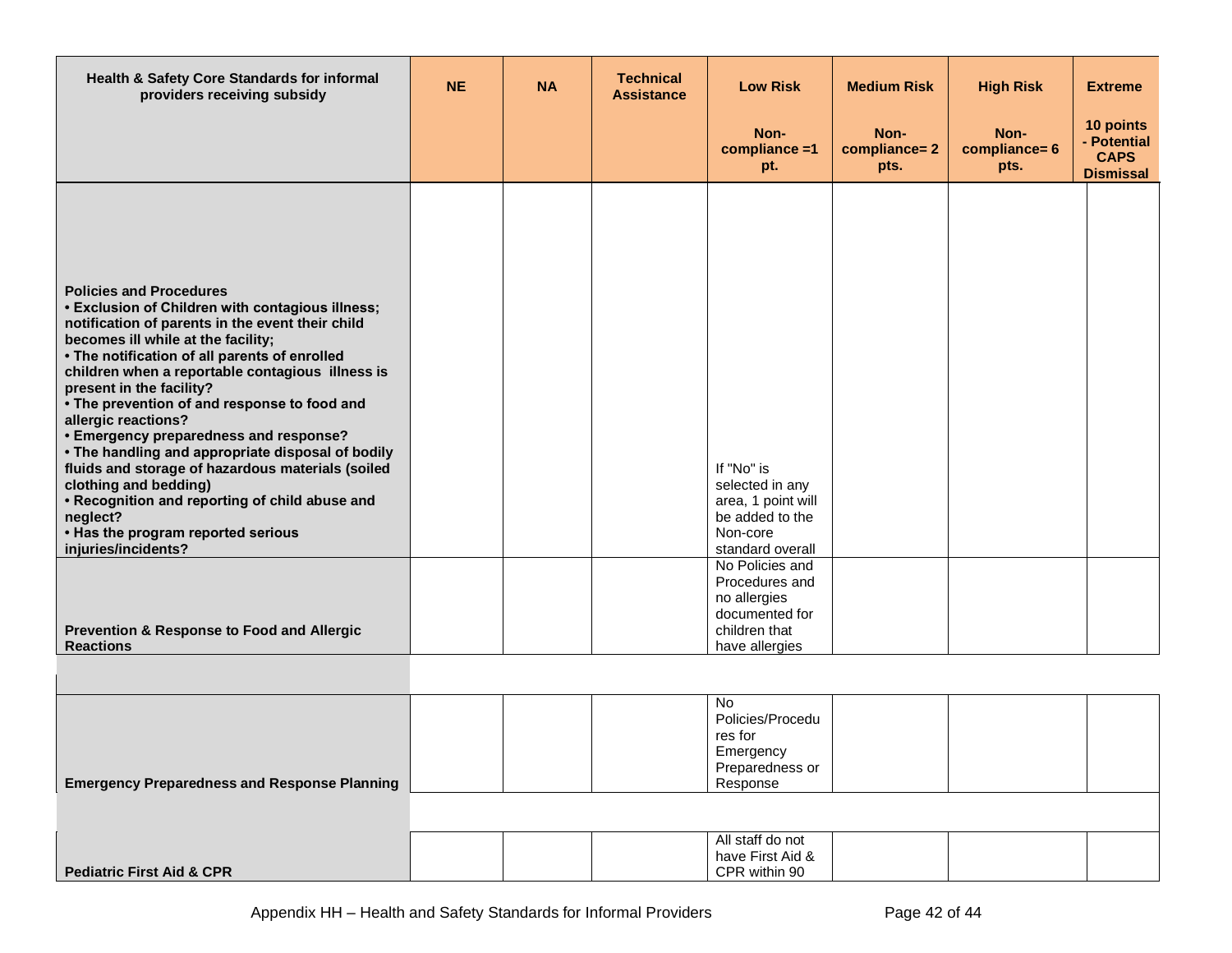| Health & Safety Core Standards for informal providers receiving subsidy | NE | NA | Technical Assistance | Low Risk<br><br>Non-compliance =1 pt. | Medium Risk<br><br>Non-compliance= 2 pts. | High Risk<br><br>Non-compliance= 6 pts. | Extreme<br><br>10 points - Potential CAPS Dismissal |
|---|---|---|---|---|---|---|---|
| **Policies and Procedures**<br>**• Exclusion of Children with contagious illness; notification of parents in the event their child becomes ill while at the facility;**<br>**• The notification of all parents of enrolled children when a reportable contagious illness is present in the facility?**<br>**• The prevention of and response to food and allergic reactions?**<br>**• Emergency preparedness and response?**<br>**• The handling and appropriate disposal of bodily fluids and storage of hazardous materials (soiled clothing and bedding)**<br>**• Recognition and reporting of child abuse and neglect?**<br>**• Has the program reported serious injuries/incidents?** | | | | If "No" is selected in any area, 1 point will be added to the Non-core standard overall | | | |
| **Prevention & Response to Food and Allergic Reactions** | | | | No Policies and Procedures and no allergies documented for children that have allergies | | | |
| | | | | | | | |
| **Emergency Preparedness and Response Planning** | | | | No Policies/Procedures for Emergency Preparedness or Response | | | |
| | | | | | | | |
| **Pediatric First Aid & CPR** | | | | All staff do not have First Aid & CPR within 90 | | | |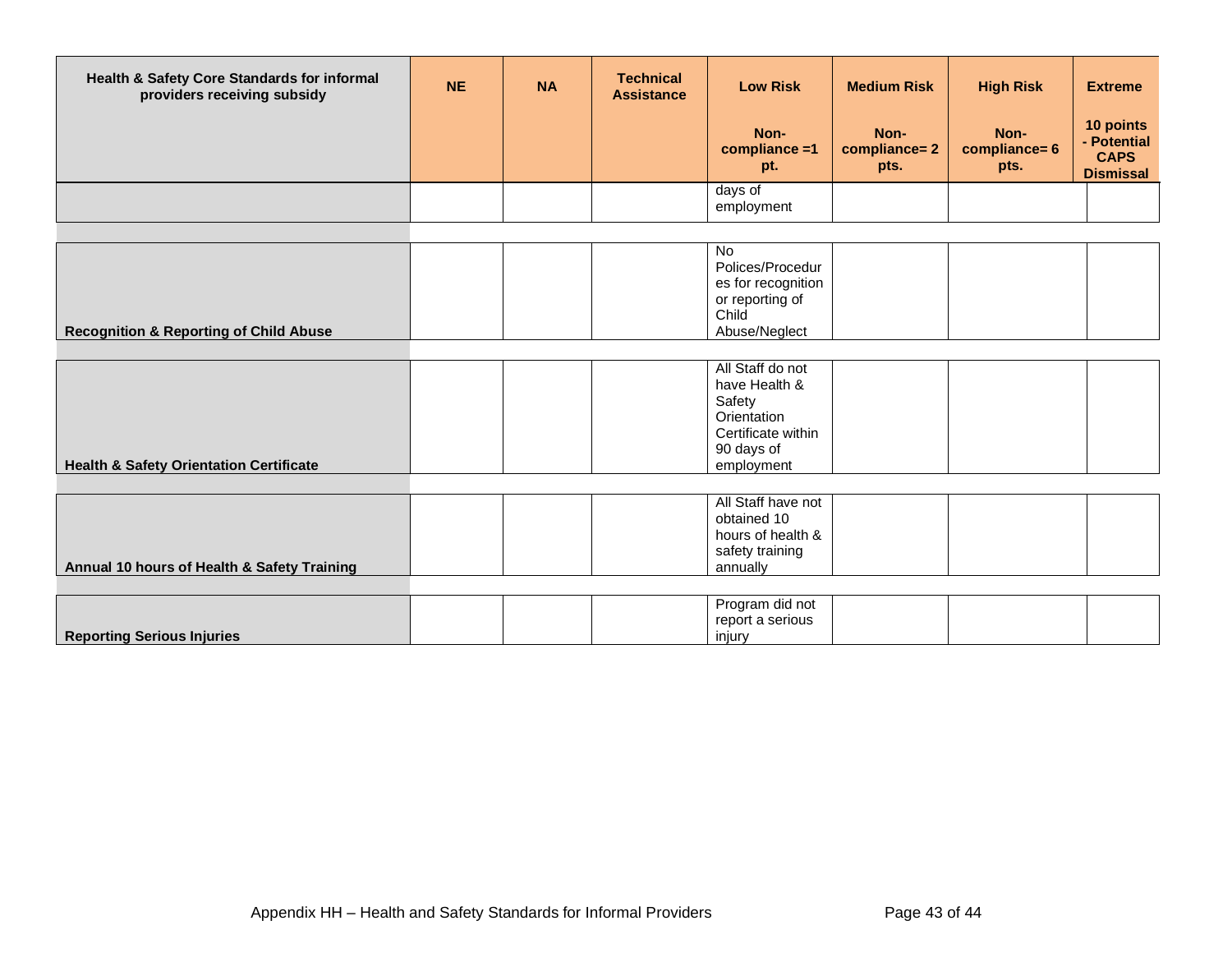| Health & Safety Core Standards for informal providers receiving subsidy | NE | NA | Technical Assistance | Low Risk Non-compliance =1 pt. | Medium Risk Non-compliance= 2 pts. | High Risk Non-compliance= 6 pts. | Extreme 10 points - Potential CAPS Dismissal |
|---|---|---|---|---|---|---|---|
| | | | | days of employment | | | |
| Recognition & Reporting of Child Abuse | | | | No Polices/Procedures for recognition or reporting of Child Abuse/Neglect | | | |
| Health & Safety Orientation Certificate | | | | All Staff do not have Health & Safety Orientation Certificate within 90 days of employment | | | |
| Annual 10 hours of Health & Safety Training | | | | All Staff have not obtained 10 hours of health & safety training annually | | | |
| Reporting Serious Injuries | | | | Program did not report a serious injury | | | |